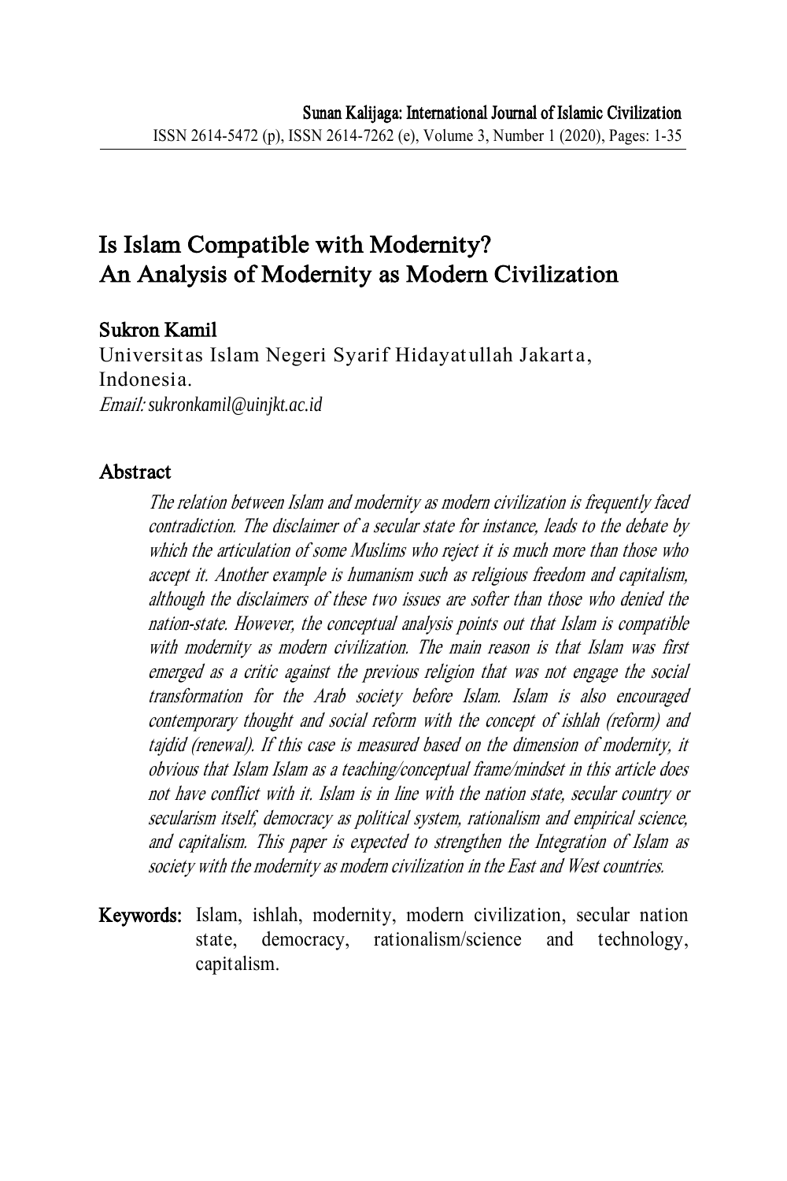# Is Islam Compatible with Modernity? An Analysis of Modernity as Modern Civilization

**Sukron Kamil**

Universitas Islam Negeri Syarif Hidayatullah Jakarta, Indonesia.

*Email: sukronkamil@uinjkt.ac.id*

## Abstract

*The relation between Islam and modernity as modern civilization is frequently faced contradiction. The disclaimer of a secular state for instance, leads to the debate by which the articulation of some Muslims who reject it is much more than those who accept it. Another example is humanism such as religious freedom and capitalism, although the disclaimers of these two issues are softer than those who denied the nation-state. However, the conceptual analysis points out that Islam is compatible with modernity as modern civilization. The main reason is that Islam was first emerged as a critic against the previous religion that was not engage the social transformation for the Arab society before Islam. Islam is also encouraged contemporary thought and social reform with the concept of ishlah (reform) and tajdid (renewal). If this case is measured based on the dimension of modernity, it obvious that Islam Islam as a teaching/conceptual frame/mindset in this article does not have conflict with it. Islam is in line with the nation state, secular country or secularism itself, democracy as political system, rationalism and empirical science, and capitalism. This paper is expected to strengthen the Integration of Islam as society with the modernity as modern civilization in the East and West countries.*

**Keywords:** Islam, ishlah, modernity, modern civilization, secular nation state, democracy, rationalism/science and technology, capitalism.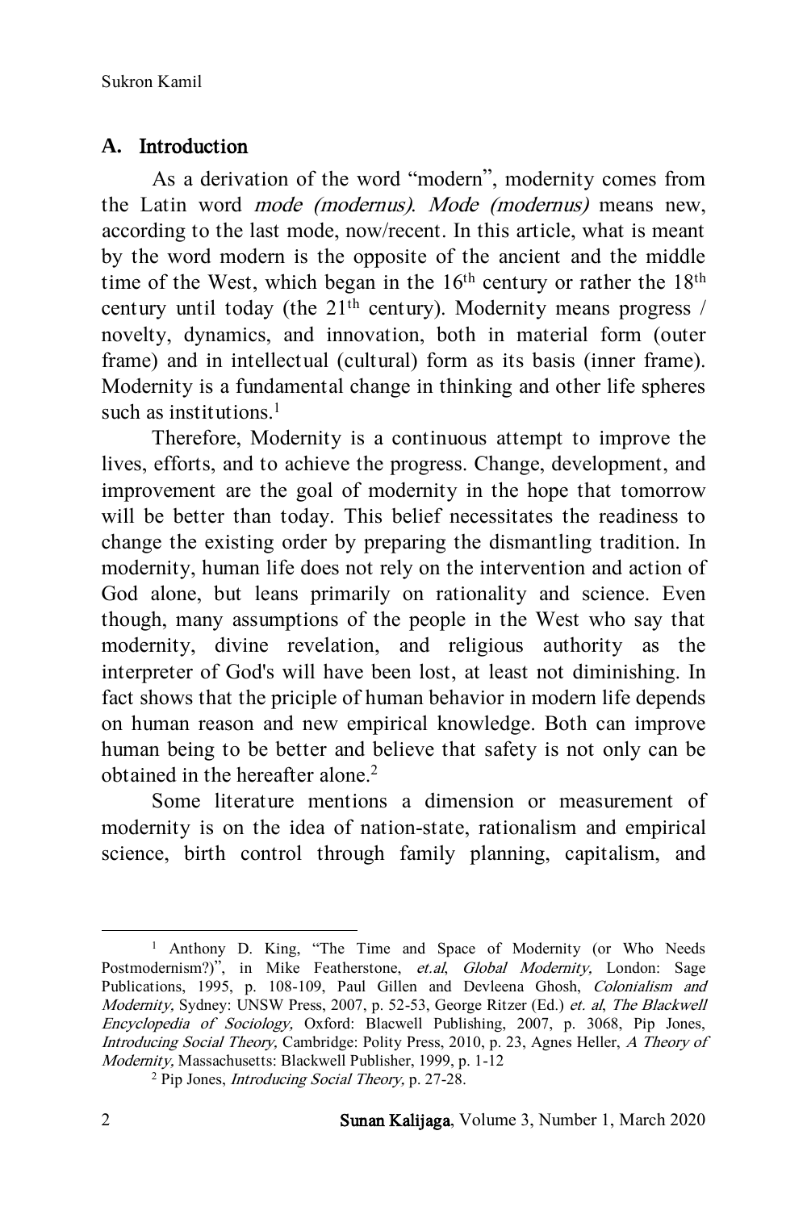## A. Introduction

As a derivation of the word "modern", modernity comes from the Latin word *mode (modernus)*. *Mode (modernus)* means new, according to the last mode, now/recent. In this article, what is meant by the word modern is the opposite of the ancient and the middle time of the West, which began in the 16th century or rather the 18th century until today (the 21th century). Modernity means progress / novelty, dynamics, and innovation, both in material form (outer frame) and in intellectual (cultural) form as its basis (inner frame). Modernity is a fundamental change in thinking and other life spheres such as institutions.[1]

Therefore, Modernity is a continuous attempt to improve the lives, efforts, and to achieve the progress. Change, development, and improvement are the goal of modernity in the hope that tomorrow will be better than today. This belief necessitates the readiness to change the existing order by preparing the dismantling tradition. In modernity, human life does not rely on the intervention and action of God alone, but leans primarily on rationality and science. Even though, many assumptions of the people in the West who say that modernity, divine revelation, and religious authority as the interpreter of God's will have been lost, at least not diminishing. In fact shows that the priciple of human behavior in modern life depends on human reason and new empirical knowledge. Both can improve human being to be better and believe that safety is not only can be obtained in the hereafter alone.[2]

Some literature mentions a dimension or measurement of modernity is on the idea of nation-state, rationalism and empirical science, birth control through family planning, capitalism, and

---

[1] Anthony D. King, "The Time and Space of Modernity (or Who Needs Postmodernism?)", in Mike Featherstone, *et.al*, *Global Modernity*, London: Sage Publications, 1995, p. 108-109, Paul Gillen and Devleena Ghosh, *Colonialism and Modernity*, Sydney: UNSW Press, 2007, p. 52-53, George Ritzer (Ed.) *et. al*, *The Blackwell Encyclopedia of Sociology*, Oxford: Blacwell Publishing, 2007, p. 3068, Pip Jones, *Introducing Social Theory*, Cambridge: Polity Press, 2010, p. 23, Agnes Heller, *A Theory of Modernity*, Massachusetts: Blackwell Publisher, 1999, p. 1-12

[2] Pip Jones, *Introducing Social Theory*, p. 27-28.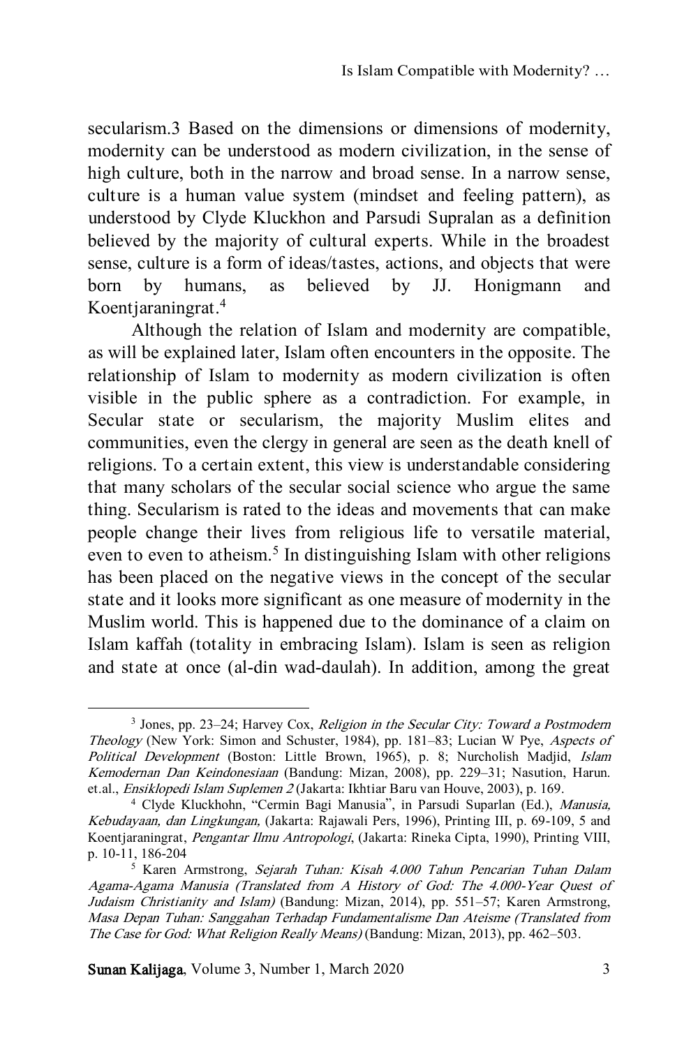secularism.3 Based on the dimensions or dimensions of modernity, modernity can be understood as modern civilization, in the sense of high culture, both in the narrow and broad sense. In a narrow sense, culture is a human value system (mindset and feeling pattern), as understood by Clyde Kluckhon and Parsudi Supralan as a definition believed by the majority of cultural experts. While in the broadest sense, culture is a form of ideas/tastes, actions, and objects that were born by humans, as believed by JJ. Honigmann and Koentjaraningrat.[4]

Although the relation of Islam and modernity are compatible, as will be explained later, Islam often encounters in the opposite. The relationship of Islam to modernity as modern civilization is often visible in the public sphere as a contradiction. For example, in Secular state or secularism, the majority Muslim elites and communities, even the clergy in general are seen as the death knell of religions. To a certain extent, this view is understandable considering that many scholars of the secular social science who argue the same thing. Secularism is rated to the ideas and movements that can make people change their lives from religious life to versatile material, even to even to atheism.[5] In distinguishing Islam with other religions has been placed on the negative views in the concept of the secular state and it looks more significant as one measure of modernity in the Muslim world. This is happened due to the dominance of a claim on Islam kaffah (totality in embracing Islam). Islam is seen as religion and state at once (al-din wad-daulah). In addition, among the great

---

[3] Jones, pp. 23–24; Harvey Cox, *Religion in the Secular City: Toward a Postmodern Theology* (New York: Simon and Schuster, 1984), pp. 181–83; Lucian W Pye, *Aspects of Political Development* (Boston: Little Brown, 1965), p. 8; Nurcholish Madjid, *Islam Kemodernan Dan Keindonesiaan* (Bandung: Mizan, 2008), pp. 229–31; Nasution, Harun. et.al., *Ensiklopedi Islam Suplemen 2* (Jakarta: Ikhtiar Baru van Houve, 2003), p. 169.

[4] Clyde Kluckhohn, "Cermin Bagi Manusia", in Parsudi Suparlan (Ed.), *Manusia, Kebudayaan, dan Lingkungan,* (Jakarta: Rajawali Pers, 1996), Printing III, p. 69-109, 5 and Koentjaraningrat, *Pengantar Ilmu Antropologi*, (Jakarta: Rineka Cipta, 1990), Printing VIII, p. 10-11, 186-204

[5] Karen Armstrong, *Sejarah Tuhan: Kisah 4.000 Tahun Pencarian Tuhan Dalam Agama-Agama Manusia (Translated from A History of God: The 4.000-Year Quest of Judaism Christianity and Islam)* (Bandung: Mizan, 2014), pp. 551–57; Karen Armstrong, *Masa Depan Tuhan: Sanggahan Terhadap Fundamentalisme Dan Ateisme (Translated from The Case for God: What Religion Really Means)* (Bandung: Mizan, 2013), pp. 462–503.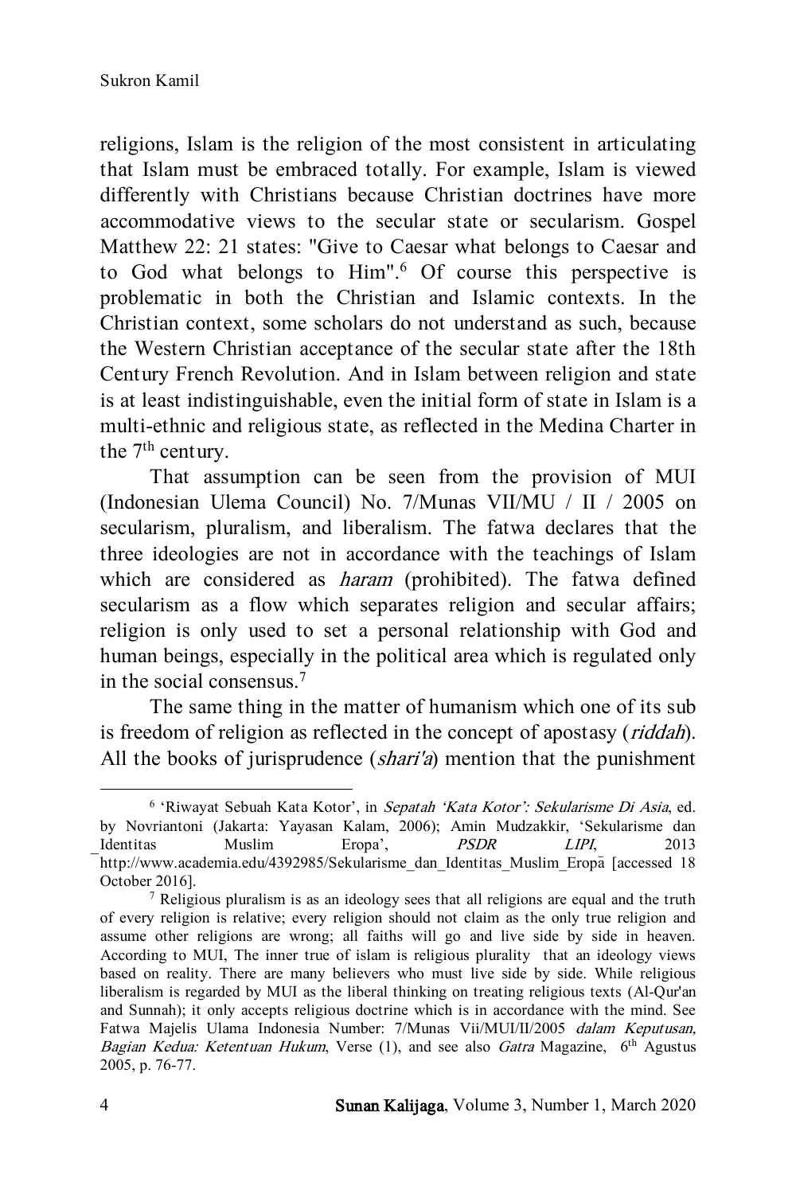religions, Islam is the religion of the most consistent in articulating that Islam must be embraced totally. For example, Islam is viewed differently with Christians because Christian doctrines have more accommodative views to the secular state or secularism. Gospel Matthew 22: 21 states: "Give to Caesar what belongs to Caesar and to God what belongs to Him".[6] Of course this perspective is problematic in both the Christian and Islamic contexts. In the Christian context, some scholars do not understand as such, because the Western Christian acceptance of the secular state after the 18th Century French Revolution. And in Islam between religion and state is at least indistinguishable, even the initial form of state in Islam is a multi-ethnic and religious state, as reflected in the Medina Charter in the 7th century.

That assumption can be seen from the provision of MUI (Indonesian Ulema Council) No. 7/Munas VII/MU / II / 2005 on secularism, pluralism, and liberalism. The fatwa declares that the three ideologies are not in accordance with the teachings of Islam which are considered as *haram* (prohibited). The fatwa defined secularism as a flow which separates religion and secular affairs; religion is only used to set a personal relationship with God and human beings, especially in the political area which is regulated only in the social consensus.[7]

The same thing in the matter of humanism which one of its sub is freedom of religion as reflected in the concept of apostasy (*riddah*). All the books of jurisprudence (*shari'a*) mention that the punishment

---

[6] 'Riwayat Sebuah Kata Kotor', in *Sepatah 'Kata Kotor': Sekularisme Di Asia*, ed. by Novriantoni (Jakarta: Yayasan Kalam, 2006); Amin Mudzakkir, 'Sekularisme dan Identitas Muslim Eropa', *PSDR LIPI*, 2013 http://www.academia.edu/4392985/Sekularisme_dan_Identitas_Muslim_Eropa [accessed 18 October 2016].

[7] Religious pluralism is as an ideology sees that all religions are equal and the truth of every religion is relative; every religion should not claim as the only true religion and assume other religions are wrong; all faiths will go and live side by side in heaven. According to MUI, The inner true of islam is religious plurality that an ideology views based on reality. There are many believers who must live side by side. While religious liberalism is regarded by MUI as the liberal thinking on treating religious texts (Al-Qur'an and Sunnah); it only accepts religious doctrine which is in accordance with the mind. See Fatwa Majelis Ulama Indonesia Number: 7/Munas Vii/MUI/II/2005 *dalam Keputusan, Bagian Kedua: Ketentuan Hukum*, Verse (1), and see also *Gatra* Magazine, 6th Agustus 2005, p. 76-77.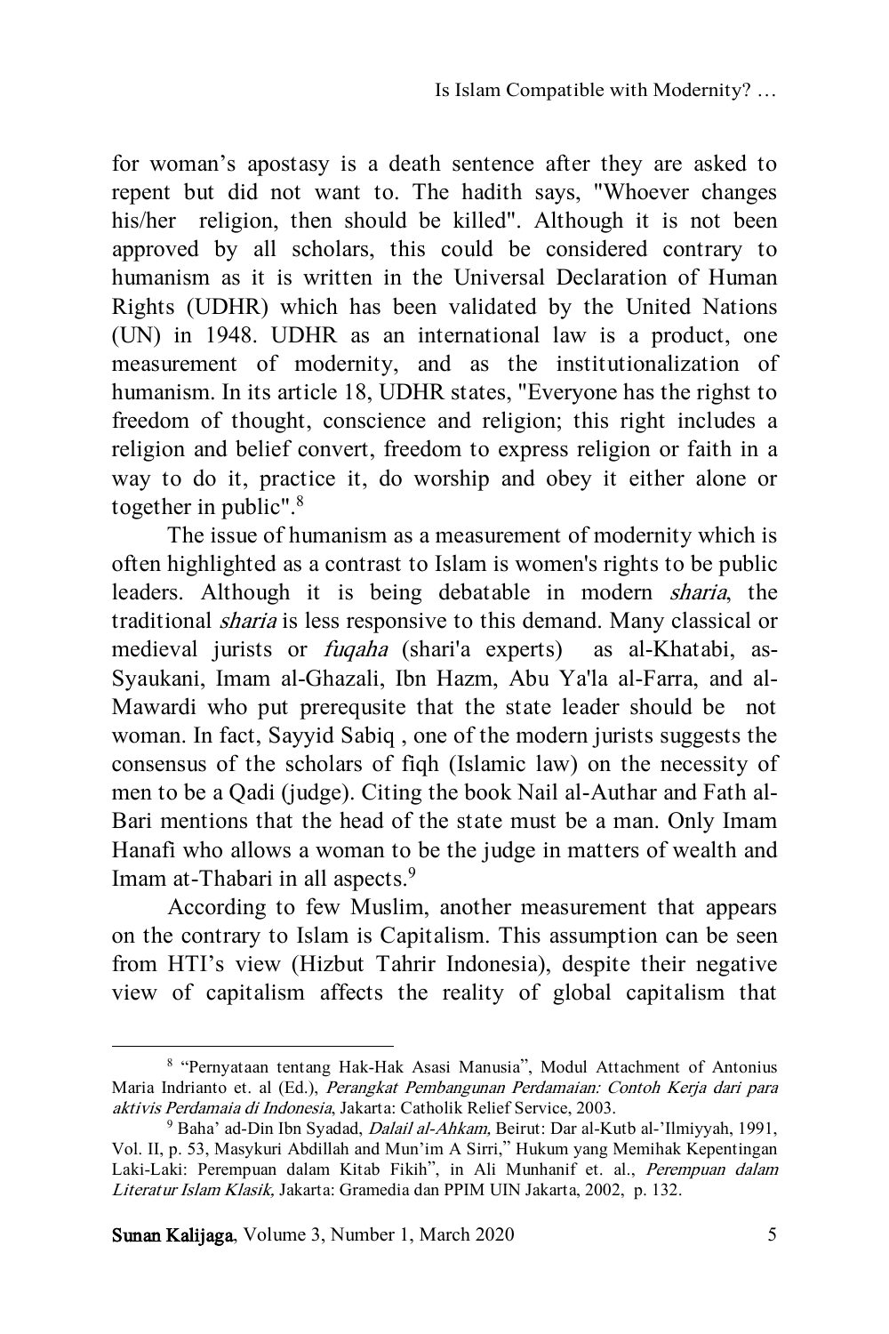for woman's apostasy is a death sentence after they are asked to repent but did not want to. The hadith says, "Whoever changes his/her religion, then should be killed". Although it is not been approved by all scholars, this could be considered contrary to humanism as it is written in the Universal Declaration of Human Rights (UDHR) which has been validated by the United Nations (UN) in 1948. UDHR as an international law is a product, one measurement of modernity, and as the institutionalization of humanism. In its article 18, UDHR states, "Everyone has the righst to freedom of thought, conscience and religion; this right includes a religion and belief convert, freedom to express religion or faith in a way to do it, practice it, do worship and obey it either alone or together in public".[8]

The issue of humanism as a measurement of modernity which is often highlighted as a contrast to Islam is women's rights to be public leaders. Although it is being debatable in modern *sharia*, the traditional *sharia* is less responsive to this demand. Many classical or medieval jurists or *fuqaha* (shari'a experts) as al-Khatabi, as-Syaukani, Imam al-Ghazali, Ibn Hazm, Abu Ya'la al-Farra, and al-Mawardi who put prerequsite that the state leader should be not woman. In fact, Sayyid Sabiq , one of the modern jurists suggests the consensus of the scholars of fiqh (Islamic law) on the necessity of men to be a Qadi (judge). Citing the book Nail al-Authar and Fath al-Bari mentions that the head of the state must be a man. Only Imam Hanafi who allows a woman to be the judge in matters of wealth and Imam at-Thabari in all aspects.[9]

According to few Muslim, another measurement that appears on the contrary to Islam is Capitalism. This assumption can be seen from HTI's view (Hizbut Tahrir Indonesia), despite their negative view of capitalism affects the reality of global capitalism that

---

[8] "Pernyataan tentang Hak-Hak Asasi Manusia", Modul Attachment of Antonius Maria Indrianto et. al (Ed.), *Perangkat Pembangunan Perdamaian: Contoh Kerja dari para aktivis Perdamaia di Indonesia*, Jakarta: Catholik Relief Service, 2003.

[9] Baha' ad-Din Ibn Syadad, *Dalail al-Ahkam,* Beirut: Dar al-Kutb al-'Ilmiyyah, 1991, Vol. II, p. 53, Masykuri Abdillah and Mun'im A Sirri," Hukum yang Memihak Kepentingan Laki-Laki: Perempuan dalam Kitab Fikih", in Ali Munhanif et. al., *Perempuan dalam Literatur Islam Klasik,* Jakarta: Gramedia dan PPIM UIN Jakarta, 2002, p. 132.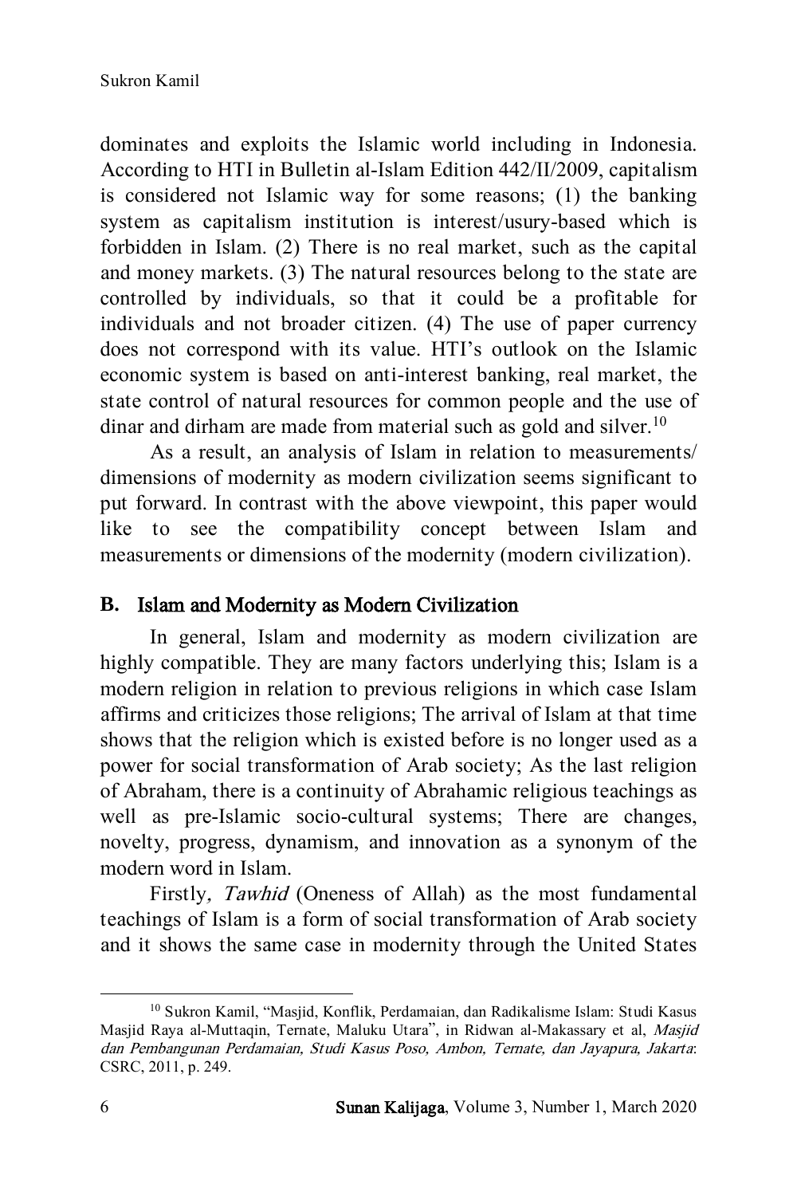dominates and exploits the Islamic world including in Indonesia. According to HTI in Bulletin al-Islam Edition 442/II/2009, capitalism is considered not Islamic way for some reasons; (1) the banking system as capitalism institution is interest/usury-based which is forbidden in Islam. (2) There is no real market, such as the capital and money markets. (3) The natural resources belong to the state are controlled by individuals, so that it could be a profitable for individuals and not broader citizen. (4) The use of paper currency does not correspond with its value. HTI's outlook on the Islamic economic system is based on anti-interest banking, real market, the state control of natural resources for common people and the use of dinar and dirham are made from material such as gold and silver.[10]

As a result, an analysis of Islam in relation to measurements/ dimensions of modernity as modern civilization seems significant to put forward. In contrast with the above viewpoint, this paper would like to see the compatibility concept between Islam and measurements or dimensions of the modernity (modern civilization).

## B. Islam and Modernity as Modern Civilization

In general, Islam and modernity as modern civilization are highly compatible. They are many factors underlying this; Islam is a modern religion in relation to previous religions in which case Islam affirms and criticizes those religions; The arrival of Islam at that time shows that the religion which is existed before is no longer used as a power for social transformation of Arab society; As the last religion of Abraham, there is a continuity of Abrahamic religious teachings as well as pre-Islamic socio-cultural systems; There are changes, novelty, progress, dynamism, and innovation as a synonym of the modern word in Islam.

Firstly, *Tawhid* (Oneness of Allah) as the most fundamental teachings of Islam is a form of social transformation of Arab society and it shows the same case in modernity through the United States

[10] Sukron Kamil, "Masjid, Konflik, Perdamaian, dan Radikalisme Islam: Studi Kasus Masjid Raya al-Muttaqin, Ternate, Maluku Utara", in Ridwan al-Makassary et al, *Masjid dan Pembangunan Perdamaian, Studi Kasus Poso, Ambon, Ternate, dan Jayapura, Jakarta*: CSRC, 2011, p. 249.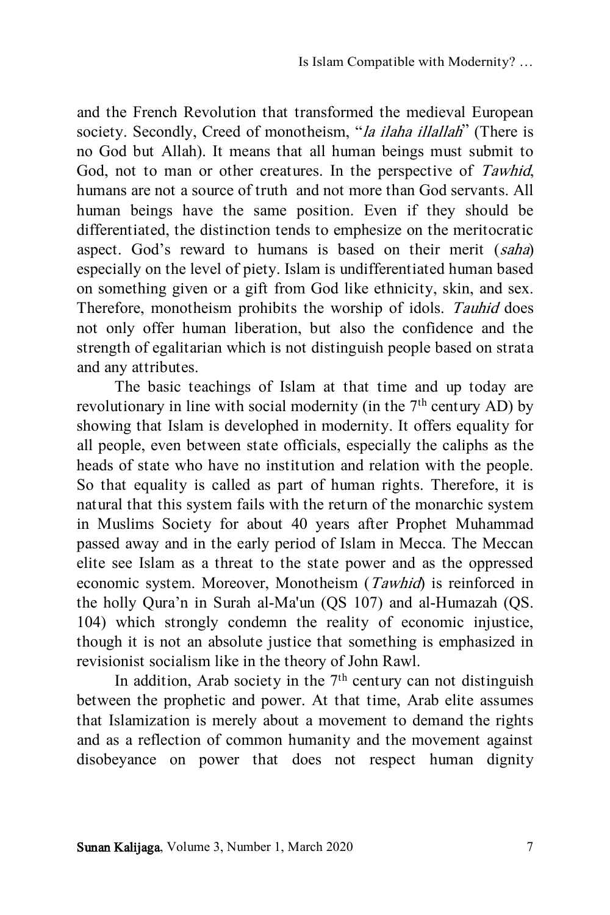and the French Revolution that transformed the medieval European society. Secondly, Creed of monotheism, "*la ilaha illallah*" (There is no God but Allah). It means that all human beings must submit to God, not to man or other creatures. In the perspective of *Tawhid*, humans are not a source of truth and not more than God servants. All human beings have the same position. Even if they should be differentiated, the distinction tends to emphesize on the meritocratic aspect. God's reward to humans is based on their merit (*saha*) especially on the level of piety. Islam is undifferentiated human based on something given or a gift from God like ethnicity, skin, and sex. Therefore, monotheism prohibits the worship of idols. *Tauhid* does not only offer human liberation, but also the confidence and the strength of egalitarian which is not distinguish people based on strata and any attributes.

The basic teachings of Islam at that time and up today are revolutionary in line with social modernity (in the 7th century AD) by showing that Islam is develophed in modernity. It offers equality for all people, even between state officials, especially the caliphs as the heads of state who have no institution and relation with the people. So that equality is called as part of human rights. Therefore, it is natural that this system fails with the return of the monarchic system in Muslims Society for about 40 years after Prophet Muhammad passed away and in the early period of Islam in Mecca. The Meccan elite see Islam as a threat to the state power and as the oppressed economic system. Moreover, Monotheism (*Tawhid*) is reinforced in the holly Qura'n in Surah al-Ma'un (QS 107) and al-Humazah (QS. 104) which strongly condemn the reality of economic injustice, though it is not an absolute justice that something is emphasized in revisionist socialism like in the theory of John Rawl.

In addition, Arab society in the 7th century can not distinguish between the prophetic and power. At that time, Arab elite assumes that Islamization is merely about a movement to demand the rights and as a reflection of common humanity and the movement against disobeyance on power that does not respect human dignity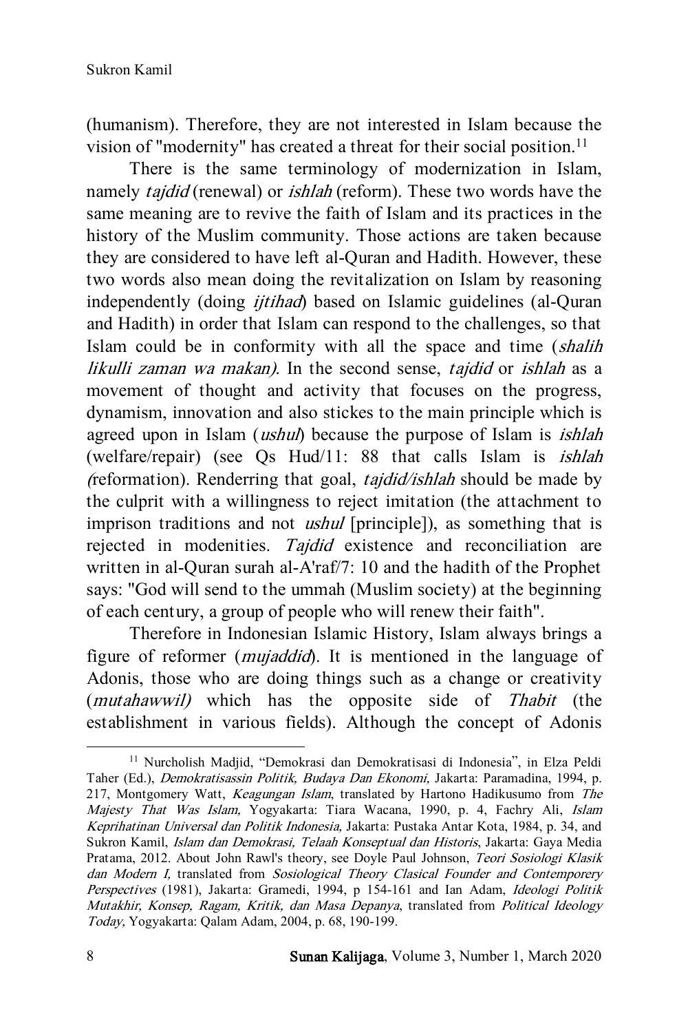(humanism). Therefore, they are not interested in Islam because the vision of "modernity" has created a threat for their social position.[11]

There is the same terminology of modernization in Islam, namely *tajdid* (renewal) or *ishlah* (reform). These two words have the same meaning are to revive the faith of Islam and its practices in the history of the Muslim community. Those actions are taken because they are considered to have left al-Quran and Hadith. However, these two words also mean doing the revitalization on Islam by reasoning independently (doing *ijtihad*) based on Islamic guidelines (al-Quran and Hadith) in order that Islam can respond to the challenges, so that Islam could be in conformity with all the space and time (*shalih likulli zaman wa makan)*. In the second sense, *tajdid* or *ishlah* as a movement of thought and activity that focuses on the progress, dynamism, innovation and also stickes to the main principle which is agreed upon in Islam (*ushul*) because the purpose of Islam is *ishlah* (welfare/repair) (see Qs Hud/11: 88 that calls Islam is *ishlah (*reformation). Renderring that goal, *tajdid/ishlah* should be made by the culprit with a willingness to reject imitation (the attachment to imprison traditions and not *ushul* [principle]), as something that is rejected in modenities. *Tajdid* existence and reconciliation are written in al-Quran surah al-A'raf/7: 10 and the hadith of the Prophet says: "God will send to the ummah (Muslim society) at the beginning of each century, a group of people who will renew their faith".

Therefore in Indonesian Islamic History, Islam always brings a figure of reformer (*mujaddid*). It is mentioned in the language of Adonis, those who are doing things such as a change or creativity (*mutahawwil)* which has the opposite side of *Thabit* (the establishment in various fields). Although the concept of Adonis

---

[11] Nurcholish Madjid, "Demokrasi dan Demokratisasi di Indonesia", in Elza Peldi Taher (Ed.), *Demokratisassin Politik, Budaya Dan Ekonomi,* Jakarta: Paramadina, 1994, p. 217, Montgomery Watt, *Keagungan Islam*, translated by Hartono Hadikusumo from *The Majesty That Was Islam,* Yogyakarta: Tiara Wacana, 1990, p. 4, Fachry Ali, *Islam Keprihatinan Universal dan Politik Indonesia,* Jakarta: Pustaka Antar Kota, 1984, p. 34, and Sukron Kamil, *Islam dan Demokrasi, Telaah Konseptual dan Historis*, Jakarta: Gaya Media Pratama, 2012. About John Rawl's theory, see Doyle Paul Johnson, *Teori Sosiologi Klasik dan Modern I,* translated from *Sosiological Theory Clasical Founder and Contemporery Perspectives* (1981), Jakarta: Gramedi, 1994, p 154-161 and Ian Adam, *Ideologi Politik Mutakhir, Konsep, Ragam, Kritik, dan Masa Depanya*, translated from *Political Ideology Today,* Yogyakarta: Qalam Adam, 2004, p. 68, 190-199.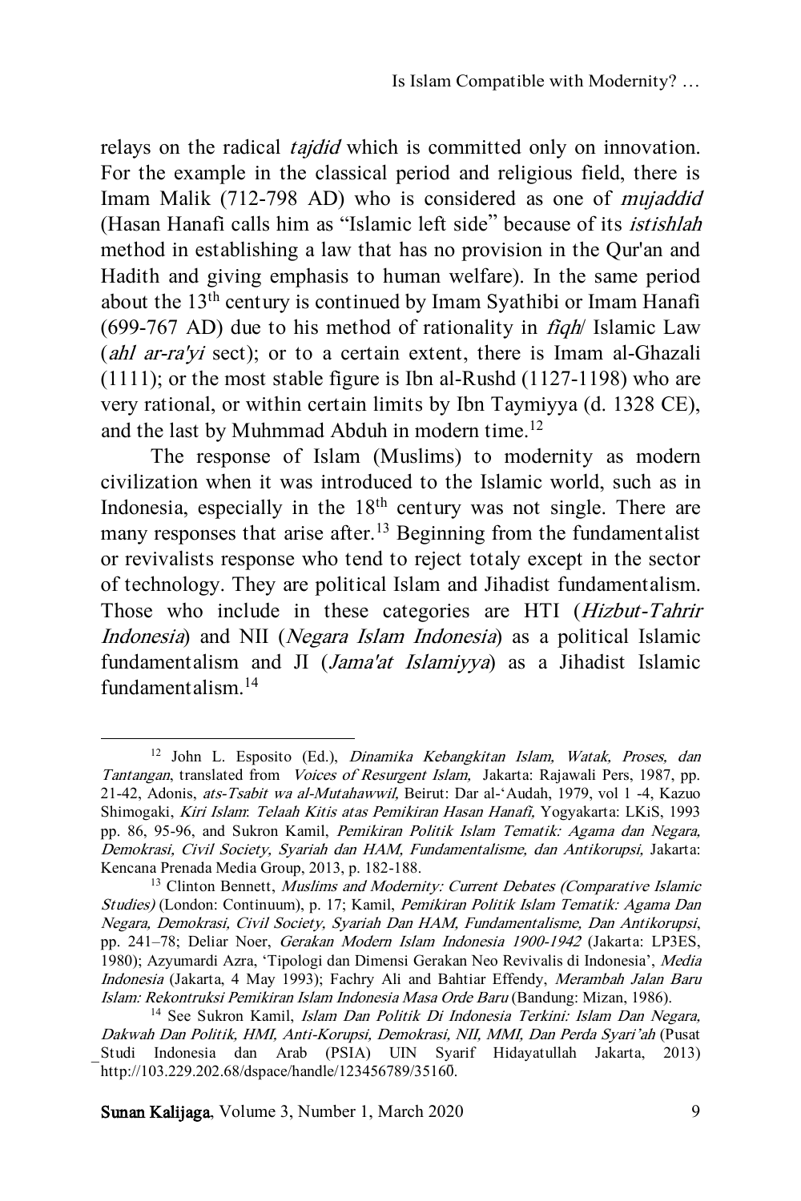relays on the radical *tajdid* which is committed only on innovation. For the example in the classical period and religious field, there is Imam Malik (712-798 AD) who is considered as one of *mujaddid* (Hasan Hanafi calls him as "Islamic left side" because of its *istishlah* method in establishing a law that has no provision in the Qur'an and Hadith and giving emphasis to human welfare). In the same period about the 13th century is continued by Imam Syathibi or Imam Hanafi (699-767 AD) due to his method of rationality in *fiqh*/ Islamic Law (*ahl ar-ra'yi* sect); or to a certain extent, there is Imam al-Ghazali (1111); or the most stable figure is Ibn al-Rushd (1127-1198) who are very rational, or within certain limits by Ibn Taymiyya (d. 1328 CE), and the last by Muhmmad Abduh in modern time.[12]

The response of Islam (Muslims) to modernity as modern civilization when it was introduced to the Islamic world, such as in Indonesia, especially in the 18th century was not single. There are many responses that arise after.[13] Beginning from the fundamentalist or revivalists response who tend to reject totaly except in the sector of technology. They are political Islam and Jihadist fundamentalism. Those who include in these categories are HTI (*Hizbut-Tahrir Indonesia*) and NII (*Negara Islam Indonesia*) as a political Islamic fundamentalism and JI (*Jama'at Islamiyya*) as a Jihadist Islamic fundamentalism.[14]

---

[12] John L. Esposito (Ed.), *Dinamika Kebangkitan Islam, Watak, Proses, dan Tantangan*, translated from *Voices of Resurgent Islam,* Jakarta: Rajawali Pers, 1987, pp. 21-42, Adonis, *ats-Tsabit wa al-Mutahawwil,* Beirut: Dar al-'Audah, 1979, vol 1 -4, Kazuo Shimogaki, *Kiri Islam*: *Telaah Kitis atas Pemikiran Hasan Hanafi,* Yogyakarta: LKiS, 1993 pp. 86, 95-96, and Sukron Kamil, *Pemikiran Politik Islam Tematik: Agama dan Negara, Demokrasi, Civil Society, Syariah dan HAM, Fundamentalisme, dan Antikorupsi,* Jakarta: Kencana Prenada Media Group, 2013, p. 182-188.

[13] Clinton Bennett, *Muslims and Modernity: Current Debates (Comparative Islamic Studies)* (London: Continuum), p. 17; Kamil, *Pemikiran Politik Islam Tematik: Agama Dan Negara, Demokrasi, Civil Society, Syariah Dan HAM, Fundamentalisme, Dan Antikorupsi*, pp. 241–78; Deliar Noer, *Gerakan Modern Islam Indonesia 1900-1942* (Jakarta: LP3ES, 1980); Azyumardi Azra, 'Tipologi dan Dimensi Gerakan Neo Revivalis di Indonesia', *Media Indonesia* (Jakarta, 4 May 1993); Fachry Ali and Bahtiar Effendy, *Merambah Jalan Baru Islam: Rekontruksi Pemikiran Islam Indonesia Masa Orde Baru* (Bandung: Mizan, 1986).

[14] See Sukron Kamil, *Islam Dan Politik Di Indonesia Terkini: Islam Dan Negara, Dakwah Dan Politik, HMI, Anti-Korupsi, Demokrasi, NII, MMI, Dan Perda Syari'ah* (Pusat Studi Indonesia dan Arab (PSIA) UIN Syarif Hidayatullah Jakarta, 2013) http://103.229.202.68/dspace/handle/123456789/35160.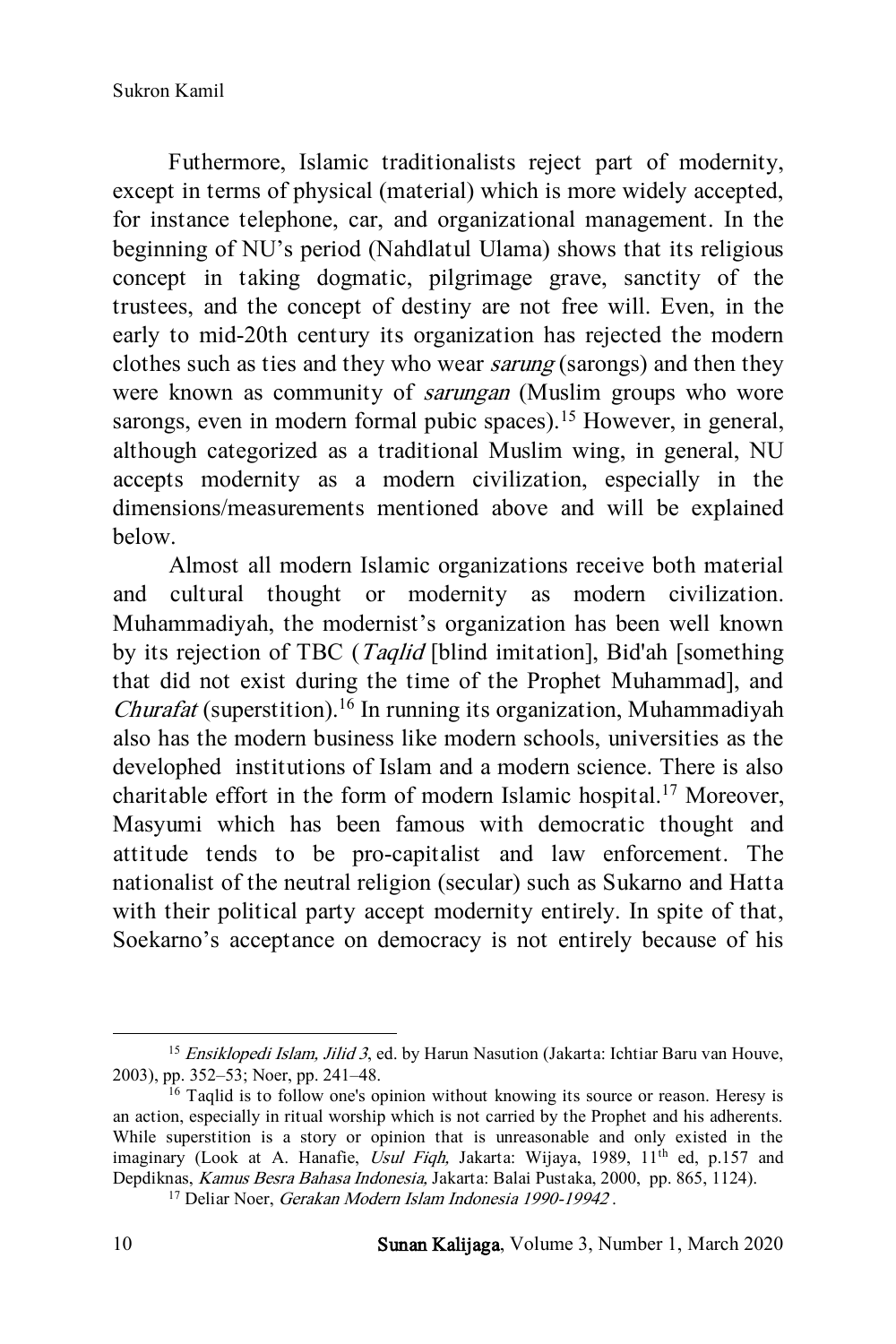Futhermore, Islamic traditionalists reject part of modernity, except in terms of physical (material) which is more widely accepted, for instance telephone, car, and organizational management. In the beginning of NU's period (Nahdlatul Ulama) shows that its religious concept in taking dogmatic, pilgrimage grave, sanctity of the trustees, and the concept of destiny are not free will. Even, in the early to mid-20th century its organization has rejected the modern clothes such as ties and they who wear *sarung* (sarongs) and then they were known as community of *sarungan* (Muslim groups who wore sarongs, even in modern formal pubic spaces).[15] However, in general, although categorized as a traditional Muslim wing, in general, NU accepts modernity as a modern civilization, especially in the dimensions/measurements mentioned above and will be explained below.

Almost all modern Islamic organizations receive both material and cultural thought or modernity as modern civilization. Muhammadiyah, the modernist's organization has been well known by its rejection of TBC (*Taqlid* [blind imitation], Bid'ah [something that did not exist during the time of the Prophet Muhammad], and *Churafat* (superstition).[16] In running its organization, Muhammadiyah also has the modern business like modern schools, universities as the develophed institutions of Islam and a modern science. There is also charitable effort in the form of modern Islamic hospital.[17] Moreover, Masyumi which has been famous with democratic thought and attitude tends to be pro-capitalist and law enforcement. The nationalist of the neutral religion (secular) such as Sukarno and Hatta with their political party accept modernity entirely. In spite of that, Soekarno's acceptance on democracy is not entirely because of his

---

[15] *Ensiklopedi Islam, Jilid 3*, ed. by Harun Nasution (Jakarta: Ichtiar Baru van Houve, 2003), pp. 352–53; Noer, pp. 241–48.

[16] Taqlid is to follow one's opinion without knowing its source or reason. Heresy is an action, especially in ritual worship which is not carried by the Prophet and his adherents. While superstition is a story or opinion that is unreasonable and only existed in the imaginary (Look at A. Hanafie, *Usul Fiqh,* Jakarta: Wijaya, 1989, 11th ed, p.157 and Depdiknas, *Kamus Besra Bahasa Indonesia,* Jakarta: Balai Pustaka, 2000, pp. 865, 1124).

[17] Deliar Noer, *Gerakan Modern Islam Indonesia 1990-19942* .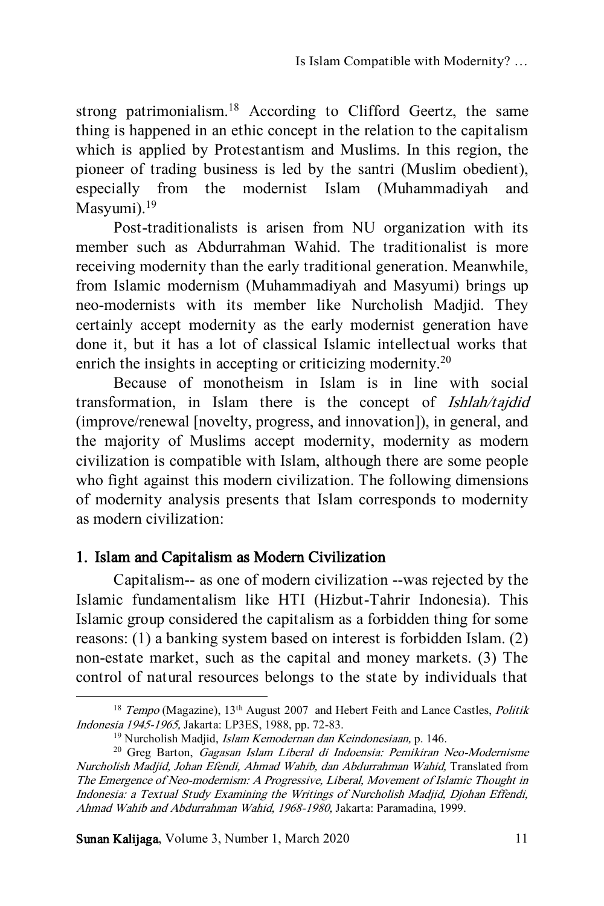strong patrimonialism.[18] According to Clifford Geertz, the same thing is happened in an ethic concept in the relation to the capitalism which is applied by Protestantism and Muslims. In this region, the pioneer of trading business is led by the santri (Muslim obedient), especially from the modernist Islam (Muhammadiyah and Masyumi).[19]

Post-traditionalists is arisen from NU organization with its member such as Abdurrahman Wahid. The traditionalist is more receiving modernity than the early traditional generation. Meanwhile, from Islamic modernism (Muhammadiyah and Masyumi) brings up neo-modernists with its member like Nurcholish Madjid. They certainly accept modernity as the early modernist generation have done it, but it has a lot of classical Islamic intellectual works that enrich the insights in accepting or criticizing modernity.[20]

Because of monotheism in Islam is in line with social transformation, in Islam there is the concept of *Ishlah/tajdid* (improve/renewal [novelty, progress, and innovation]), in general, and the majority of Muslims accept modernity, modernity as modern civilization is compatible with Islam, although there are some people who fight against this modern civilization. The following dimensions of modernity analysis presents that Islam corresponds to modernity as modern civilization:

## 1. Islam and Capitalism as Modern Civilization

Capitalism-- as one of modern civilization --was rejected by the Islamic fundamentalism like HTI (Hizbut-Tahrir Indonesia). This Islamic group considered the capitalism as a forbidden thing for some reasons: (1) a banking system based on interest is forbidden Islam. (2) non-estate market, such as the capital and money markets. (3) The control of natural resources belongs to the state by individuals that

---

[18] *Tempo* (Magazine), 13th August 2007 and Hebert Feith and Lance Castles, *Politik Indonesia 1945-1965,* Jakarta: LP3ES, 1988, pp. 72-83.

[19] Nurcholish Madjid, *Islam Kemodernan dan Keindonesiaan,* p. 146.

[20] Greg Barton, *Gagasan Islam Liberal di Indoensia: Pemikiran Neo-Modernisme Nurcholish Madjid, Johan Efendi, Ahmad Wahib, dan Abdurrahman Wahid,* Translated from *The Emergence of Neo-modernism: A Progressive, Liberal, Movement of Islamic Thought in Indonesia: a Textual Study Examining the Writings of Nurcholish Madjid, Djohan Effendi, Ahmad Wahib and Abdurrahman Wahid, 1968-1980,* Jakarta: Paramadina, 1999.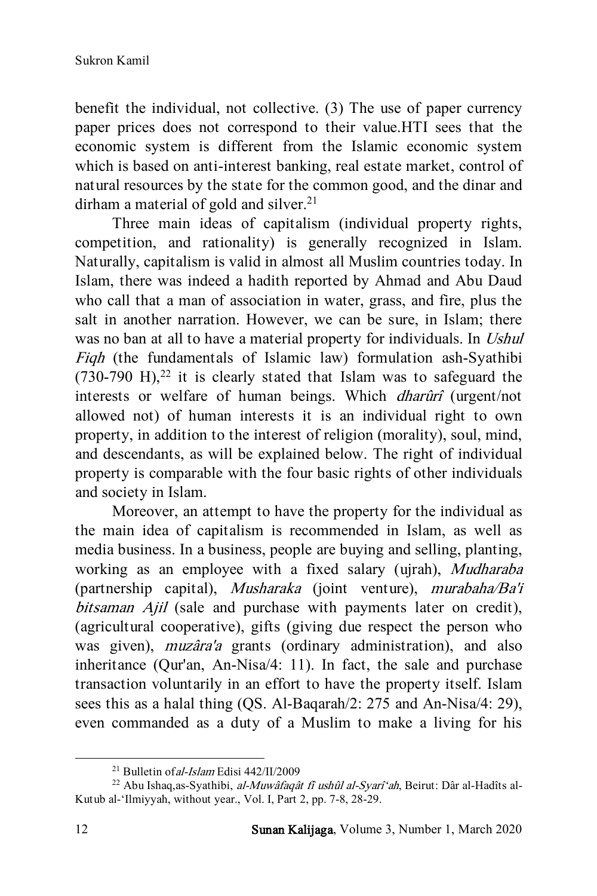benefit the individual, not collective. (3) The use of paper currency paper prices does not correspond to their value.HTI sees that the economic system is different from the Islamic economic system which is based on anti-interest banking, real estate market, control of natural resources by the state for the common good, and the dinar and dirham a material of gold and silver.[21]

Three main ideas of capitalism (individual property rights, competition, and rationality) is generally recognized in Islam. Naturally, capitalism is valid in almost all Muslim countries today. In Islam, there was indeed a hadith reported by Ahmad and Abu Daud who call that a man of association in water, grass, and fire, plus the salt in another narration. However, we can be sure, in Islam; there was no ban at all to have a material property for individuals. In *Ushul Fiqh* (the fundamentals of Islamic law) formulation ash-Syathibi (730-790 H),[22] it is clearly stated that Islam was to safeguard the interests or welfare of human beings. Which *dharûrî* (urgent/not allowed not) of human interests it is an individual right to own property, in addition to the interest of religion (morality), soul, mind, and descendants, as will be explained below. The right of individual property is comparable with the four basic rights of other individuals and society in Islam.

Moreover, an attempt to have the property for the individual as the main idea of capitalism is recommended in Islam, as well as media business. In a business, people are buying and selling, planting, working as an employee with a fixed salary (ujrah), *Mudharaba* (partnership capital), *Musharaka* (joint venture), *murabaha/Ba'i bitsaman Ajil* (sale and purchase with payments later on credit), (agricultural cooperative), gifts (giving due respect the person who was given), *muzâra'a* grants (ordinary administration), and also inheritance (Qur'an, An-Nisa/4: 11). In fact, the sale and purchase transaction voluntarily in an effort to have the property itself. Islam sees this as a halal thing (QS. Al-Baqarah/2: 275 and An-Nisa/4: 29), even commanded as a duty of a Muslim to make a living for his

---

[21] Bulletin of *al-Islam* Edisi 442/II/2009

[22] Abu Ishaq,as-Syathibi, *al-Muwâfaqât fî ushûl al-Syarî'ah*, Beirut: Dâr al-Hadîts al-Kutub al-'Ilmiyyah, without year., Vol. I, Part 2, pp. 7-8, 28-29.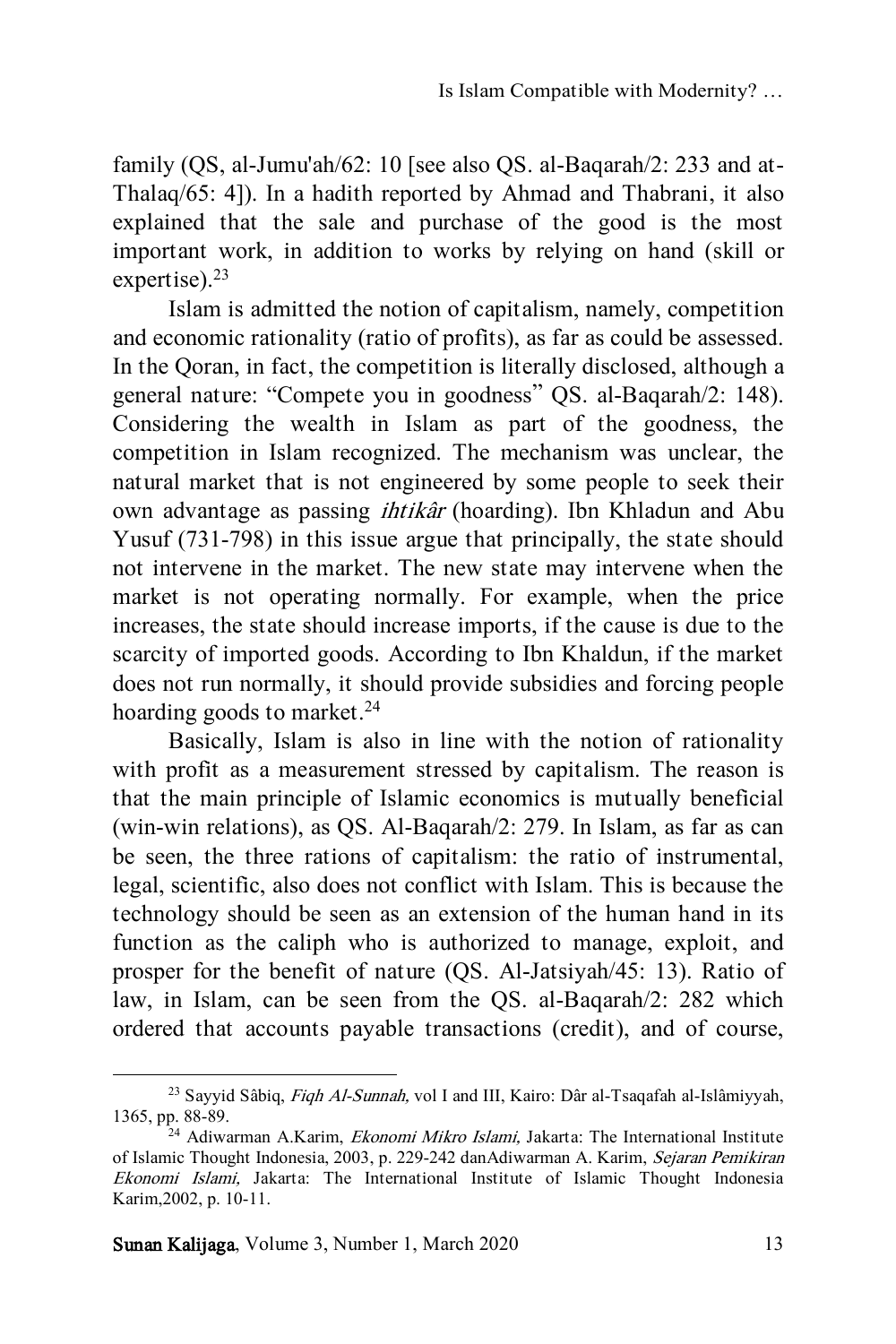family (QS, al-Jumu'ah/62: 10 [see also QS. al-Baqarah/2: 233 and at-Thalaq/65: 4]). In a hadith reported by Ahmad and Thabrani, it also explained that the sale and purchase of the good is the most important work, in addition to works by relying on hand (skill or expertise).[23]

Islam is admitted the notion of capitalism, namely, competition and economic rationality (ratio of profits), as far as could be assessed. In the Qoran, in fact, the competition is literally disclosed, although a general nature: "Compete you in goodness" QS. al-Baqarah/2: 148). Considering the wealth in Islam as part of the goodness, the competition in Islam recognized. The mechanism was unclear, the natural market that is not engineered by some people to seek their own advantage as passing *ihtikâr* (hoarding). Ibn Khladun and Abu Yusuf (731-798) in this issue argue that principally, the state should not intervene in the market. The new state may intervene when the market is not operating normally. For example, when the price increases, the state should increase imports, if the cause is due to the scarcity of imported goods. According to Ibn Khaldun, if the market does not run normally, it should provide subsidies and forcing people hoarding goods to market.[24]

Basically, Islam is also in line with the notion of rationality with profit as a measurement stressed by capitalism. The reason is that the main principle of Islamic economics is mutually beneficial (win-win relations), as QS. Al-Baqarah/2: 279. In Islam, as far as can be seen, the three rations of capitalism: the ratio of instrumental, legal, scientific, also does not conflict with Islam. This is because the technology should be seen as an extension of the human hand in its function as the caliph who is authorized to manage, exploit, and prosper for the benefit of nature (QS. Al-Jatsiyah/45: 13). Ratio of law, in Islam, can be seen from the QS. al-Baqarah/2: 282 which ordered that accounts payable transactions (credit), and of course,

---

[23] Sayyid Sâbiq, *Fiqh Al-Sunnah,* vol I and III, Kairo: Dâr al-Tsaqafah al-Islâmiyyah, 1365, pp. 88-89.

[24] Adiwarman A.Karim, *Ekonomi Mikro Islami,* Jakarta: The International Institute of Islamic Thought Indonesia, 2003, p. 229-242 danAdiwarman A. Karim, *Sejaran Pemikiran Ekonomi Islami,* Jakarta: The International Institute of Islamic Thought Indonesia Karim,2002, p. 10-11.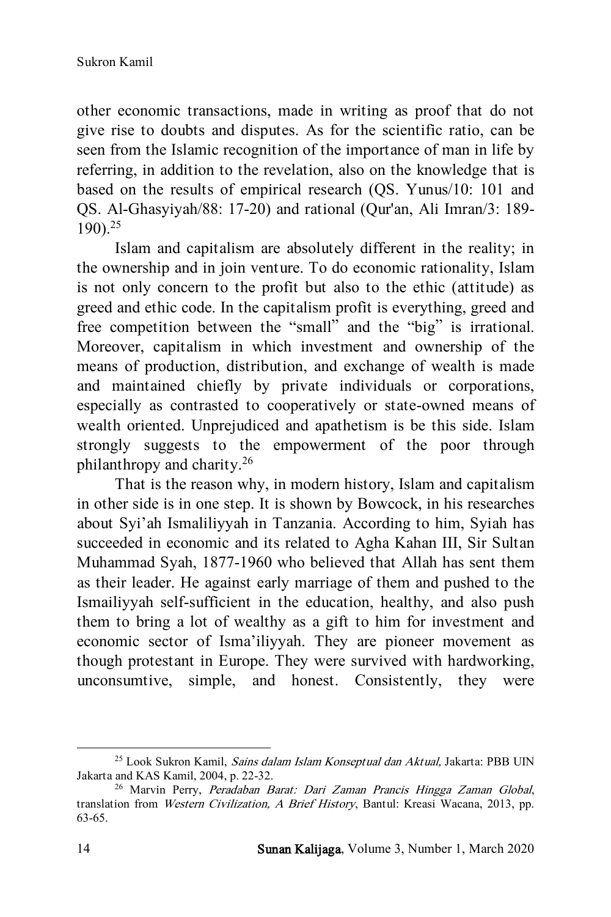other economic transactions, made in writing as proof that do not give rise to doubts and disputes. As for the scientific ratio, can be seen from the Islamic recognition of the importance of man in life by referring, in addition to the revelation, also on the knowledge that is based on the results of empirical research (QS. Yunus/10: 101 and QS. Al-Ghasyiyah/88: 17-20) and rational (Qur'an, Ali Imran/3: 189-190).[25]

Islam and capitalism are absolutely different in the reality; in the ownership and in join venture. To do economic rationality, Islam is not only concern to the profit but also to the ethic (attitude) as greed and ethic code. In the capitalism profit is everything, greed and free competition between the "small" and the "big" is irrational. Moreover, capitalism in which investment and ownership of the means of production, distribution, and exchange of wealth is made and maintained chiefly by private individuals or corporations, especially as contrasted to cooperatively or state-owned means of wealth oriented. Unprejudiced and apathetism is be this side. Islam strongly suggests to the empowerment of the poor through philanthropy and charity.[26]

That is the reason why, in modern history, Islam and capitalism in other side is in one step. It is shown by Bowcock, in his researches about Syi'ah Ismaliliyyah in Tanzania. According to him, Syiah has succeeded in economic and its related to Agha Kahan III, Sir Sultan Muhammad Syah, 1877-1960 who believed that Allah has sent them as their leader. He against early marriage of them and pushed to the Ismailiyyah self-sufficient in the education, healthy, and also push them to bring a lot of wealthy as a gift to him for investment and economic sector of Isma'iliyyah. They are pioneer movement as though protestant in Europe. They were survived with hardworking, unconsumtive, simple, and honest. Consistently, they were

---

[25] Look Sukron Kamil, *Sains dalam Islam Konseptual dan Aktual,* Jakarta: PBB UIN Jakarta and KAS Kamil, 2004, p. 22-32.

[26] Marvin Perry, *Peradaban Barat: Dari Zaman Prancis Hingga Zaman Global*, translation from *Western Civilization, A Brief History*, Bantul: Kreasi Wacana, 2013, pp. 63-65.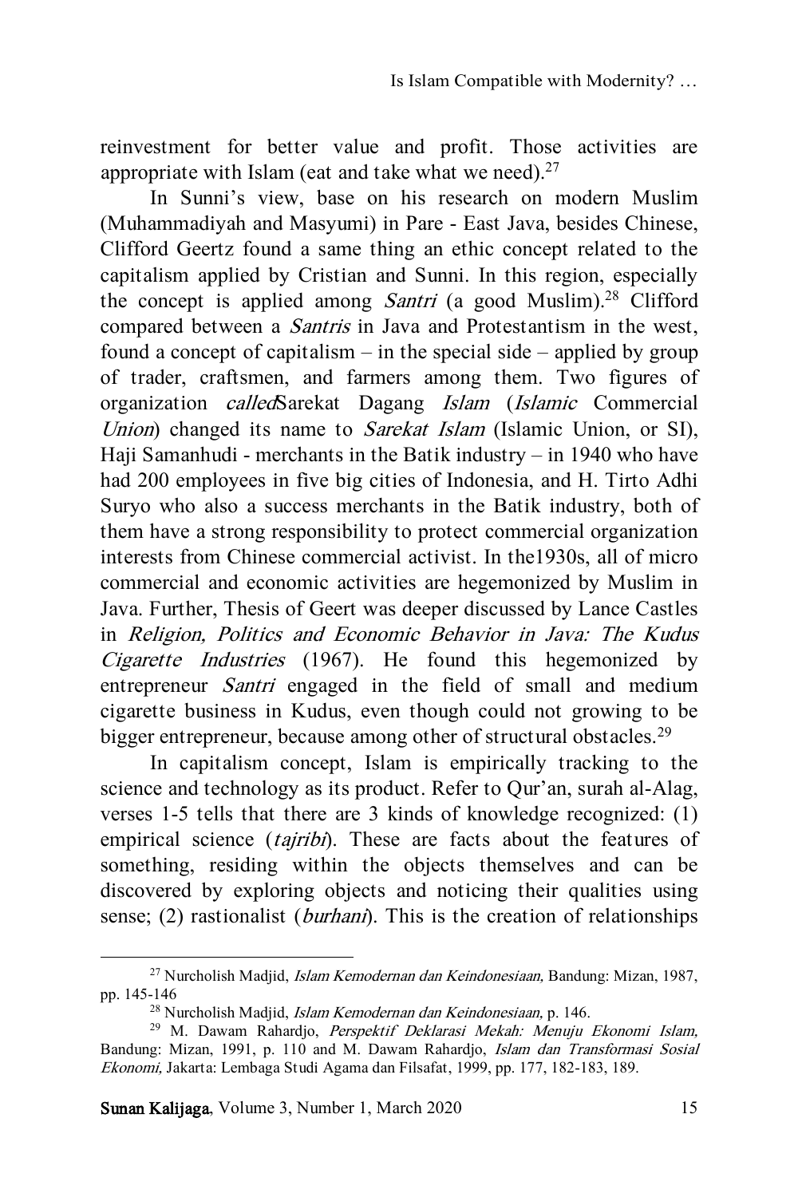reinvestment for better value and profit. Those activities are appropriate with Islam (eat and take what we need).[27]

In Sunni's view, base on his research on modern Muslim (Muhammadiyah and Masyumi) in Pare - East Java, besides Chinese, Clifford Geertz found a same thing an ethic concept related to the capitalism applied by Cristian and Sunni. In this region, especially the concept is applied among *Santri* (a good Muslim).[28] Clifford compared between a *Santris* in Java and Protestantism in the west, found a concept of capitalism – in the special side – applied by group of trader, craftsmen, and farmers among them. Two figures of organization *called*Sarekat Dagang *Islam* (*Islamic* Commercial *Union*) changed its name to *Sarekat Islam* (Islamic Union, or SI), Haji Samanhudi - merchants in the Batik industry – in 1940 who have had 200 employees in five big cities of Indonesia, and H. Tirto Adhi Suryo who also a success merchants in the Batik industry, both of them have a strong responsibility to protect commercial organization interests from Chinese commercial activist. In the1930s, all of micro commercial and economic activities are hegemonized by Muslim in Java. Further, Thesis of Geert was deeper discussed by Lance Castles in *Religion, Politics and Economic Behavior in Java: The Kudus Cigarette Industries* (1967). He found this hegemonized by entrepreneur *Santri* engaged in the field of small and medium cigarette business in Kudus, even though could not growing to be bigger entrepreneur, because among other of structural obstacles.[29]

In capitalism concept, Islam is empirically tracking to the science and technology as its product. Refer to Qur'an, surah al-Alag, verses 1-5 tells that there are 3 kinds of knowledge recognized: (1) empirical science (*tajribi*). These are facts about the features of something, residing within the objects themselves and can be discovered by exploring objects and noticing their qualities using sense; (2) rastionalist (*burhani*). This is the creation of relationships

---

[27] Nurcholish Madjid, *Islam Kemodernan dan Keindonesiaan,* Bandung: Mizan, 1987, pp. 145-146

[28] Nurcholish Madjid, *Islam Kemodernan dan Keindonesiaan,* p. 146.

[29] M. Dawam Rahardjo, *Perspektif Deklarasi Mekah: Menuju Ekonomi Islam,* Bandung: Mizan, 1991, p. 110 and M. Dawam Rahardjo, *Islam dan Transformasi Sosial Ekonomi,* Jakarta: Lembaga Studi Agama dan Filsafat, 1999, pp. 177, 182-183, 189.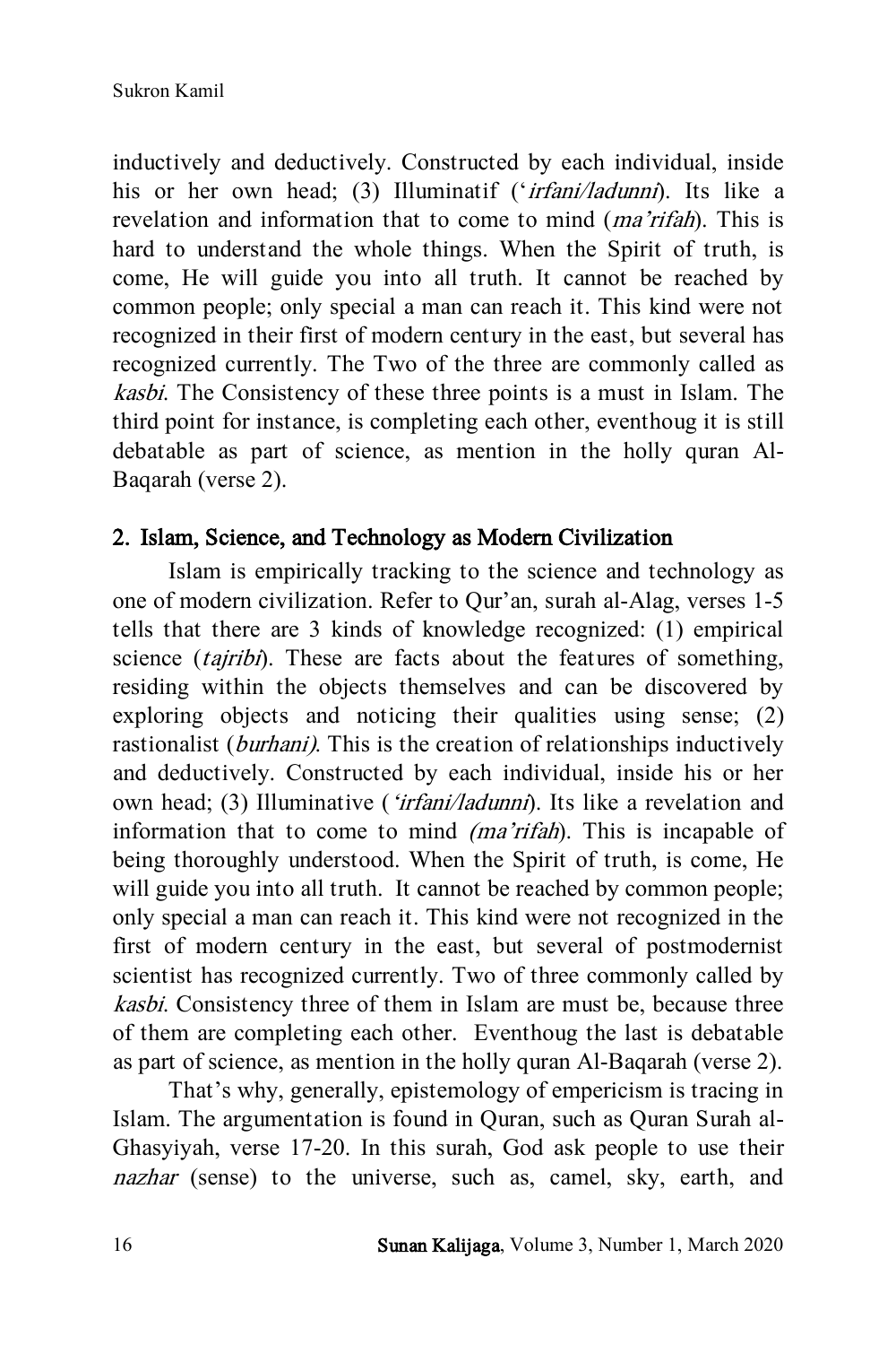inductively and deductively. Constructed by each individual, inside his or her own head; (3) Illuminatif (*'irfani/ladunni*). Its like a revelation and information that to come to mind (*ma'rifah*). This is hard to understand the whole things. When the Spirit of truth, is come, He will guide you into all truth. It cannot be reached by common people; only special a man can reach it. This kind were not recognized in their first of modern century in the east, but several has recognized currently. The Two of the three are commonly called as *kasbi*. The Consistency of these three points is a must in Islam. The third point for instance, is completing each other, eventhoug it is still debatable as part of science, as mention in the holly quran Al-Baqarah (verse 2).

## 2. Islam, Science, and Technology as Modern Civilization

Islam is empirically tracking to the science and technology as one of modern civilization. Refer to Qur'an, surah al-Alag, verses 1-5 tells that there are 3 kinds of knowledge recognized: (1) empirical science (*tajribi*). These are facts about the features of something, residing within the objects themselves and can be discovered by exploring objects and noticing their qualities using sense; (2) rastionalist (*burhani)*. This is the creation of relationships inductively and deductively. Constructed by each individual, inside his or her own head; (3) Illuminative (*'irfani/ladunni*). Its like a revelation and information that to come to mind *(ma'rifah*). This is incapable of being thoroughly understood. When the Spirit of truth, is come, He will guide you into all truth. It cannot be reached by common people; only special a man can reach it. This kind were not recognized in the first of modern century in the east, but several of postmodernist scientist has recognized currently. Two of three commonly called by *kasbi*. Consistency three of them in Islam are must be, because three of them are completing each other. Eventhoug the last is debatable as part of science, as mention in the holly quran Al-Baqarah (verse 2).

That's why, generally, epistemology of empericism is tracing in Islam. The argumentation is found in Quran, such as Quran Surah al-Ghasyiyah, verse 17-20. In this surah, God ask people to use their *nazhar* (sense) to the universe, such as, camel, sky, earth, and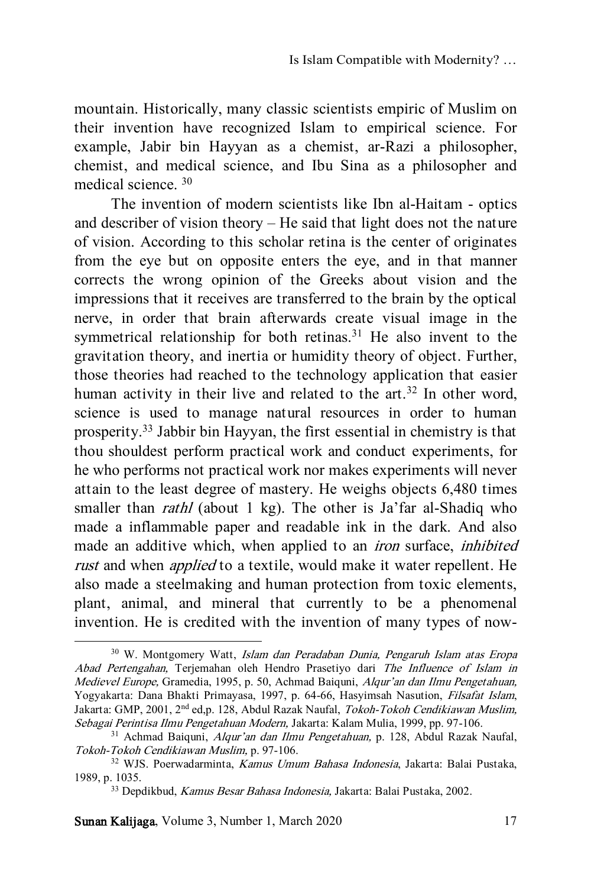mountain. Historically, many classic scientists empiric of Muslim on their invention have recognized Islam to empirical science. For example, Jabir bin Hayyan as a chemist, ar-Razi a philosopher, chemist, and medical science, and Ibu Sina as a philosopher and medical science. [30]

The invention of modern scientists like Ibn al-Haitam - optics and describer of vision theory – He said that light does not the nature of vision. According to this scholar retina is the center of originates from the eye but on opposite enters the eye, and in that manner corrects the wrong opinion of the Greeks about vision and the impressions that it receives are transferred to the brain by the optical nerve, in order that brain afterwards create visual image in the symmetrical relationship for both retinas.[31] He also invent to the gravitation theory, and inertia or humidity theory of object. Further, those theories had reached to the technology application that easier human activity in their live and related to the art.[32] In other word, science is used to manage natural resources in order to human prosperity.[33] Jabbir bin Hayyan, the first essential in chemistry is that thou shouldest perform practical work and conduct experiments, for he who performs not practical work nor makes experiments will never attain to the least degree of mastery. He weighs objects 6,480 times smaller than *rathl* (about 1 kg). The other is Ja'far al-Shadiq who made a inflammable paper and readable ink in the dark. And also made an additive which, when applied to an *iron* surface, *inhibited rust* and when *applied* to a textile, would make it water repellent. He also made a steelmaking and human protection from toxic elements, plant, animal, and mineral that currently to be a phenomenal invention. He is credited with the invention of many types of now-

---

[30] W. Montgomery Watt, *Islam dan Peradaban Dunia, Pengaruh Islam atas Eropa Abad Pertengahan,* Terjemahan oleh Hendro Prasetiyo dari *The Influence of Islam in Medievel Europe,* Gramedia, 1995, p. 50, Achmad Baiquni, *Alqur'an dan Ilmu Pengetahuan,* Yogyakarta: Dana Bhakti Primayasa, 1997, p. 64-66, Hasyimsah Nasution, *Filsafat Islam*, Jakarta: GMP, 2001, 2nd ed,p. 128, Abdul Razak Naufal, *Tokoh-Tokoh Cendikiawan Muslim, Sebagai Perintisa Ilmu Pengetahuan Modern,* Jakarta: Kalam Mulia, 1999, pp. 97-106.

[31] Achmad Baiquni, *Alqur'an dan Ilmu Pengetahuan,* p. 128, Abdul Razak Naufal, *Tokoh-Tokoh Cendikiawan Muslim,* p. 97-106.

[32] WJS. Poerwadarminta, *Kamus Umum Bahasa Indonesia*, Jakarta: Balai Pustaka, 1989, p. 1035.

[33] Depdikbud, *Kamus Besar Bahasa Indonesia,* Jakarta: Balai Pustaka, 2002.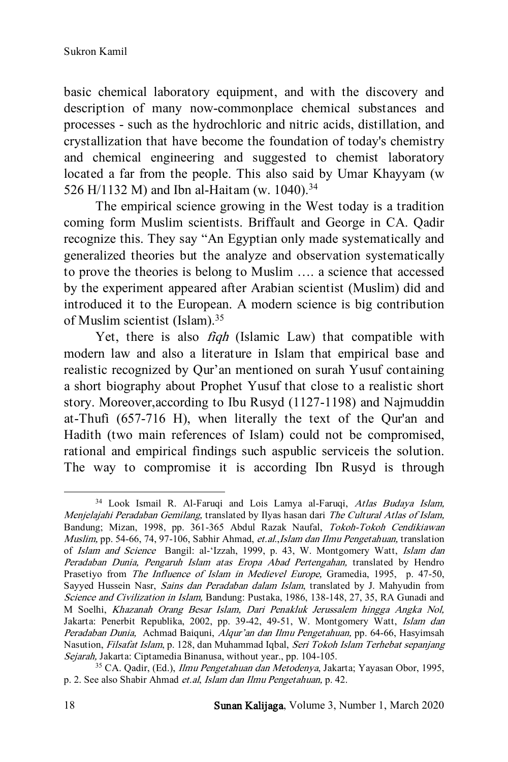basic chemical laboratory equipment, and with the discovery and description of many now-commonplace chemical substances and processes - such as the hydrochloric and nitric acids, distillation, and crystallization that have become the foundation of today's chemistry and chemical engineering and suggested to chemist laboratory located a far from the people. This also said by Umar Khayyam (w 526 H/1132 M) and Ibn al-Haitam (w. 1040).[34]

The empirical science growing in the West today is a tradition coming form Muslim scientists. Briffault and George in CA. Qadir recognize this. They say "An Egyptian only made systematically and generalized theories but the analyze and observation systematically to prove the theories is belong to Muslim …. a science that accessed by the experiment appeared after Arabian scientist (Muslim) did and introduced it to the European. A modern science is big contribution of Muslim scientist (Islam).[35]

Yet, there is also *fiqh* (Islamic Law) that compatible with modern law and also a literature in Islam that empirical base and realistic recognized by Qur'an mentioned on surah Yusuf containing a short biography about Prophet Yusuf that close to a realistic short story. Moreover,according to Ibu Rusyd (1127-1198) and Najmuddin at-Thufi (657-716 H), when literally the text of the Qur'an and Hadith (two main references of Islam) could not be compromised, rational and empirical findings such aspublic serviceis the solution. The way to compromise it is according Ibn Rusyd is through

---

[34] Look Ismail R. Al-Faruqi and Lois Lamya al-Faruqi, *Atlas Budaya Islam, Menjelajahi Peradaban Gemilang,* translated by Ilyas hasan dari *The Cultural Atlas of Islam,* Bandung; Mizan, 1998, pp. 361-365 Abdul Razak Naufal, *Tokoh-Tokoh Cendikiawan Muslim,* pp. 54-66, 74, 97-106, Sabhir Ahmad, *et.al.,Islam dan Ilmu Pengetahuan,* translation of *Islam and Science* Bangil: al-'Izzah, 1999, p. 43, W. Montgomery Watt, *Islam dan Peradaban Dunia, Pengaruh Islam atas Eropa Abad Pertengahan,* translated by Hendro Prasetiyo from *The Influence of Islam in Medievel Europe,* Gramedia, 1995, p. 47-50, Sayyed Hussein Nasr, *Sains dan Peradaban dalam Islam*, translated by J. Mahyudin from *Science and Civilization in Islam,* Bandung: Pustaka, 1986, 138-148, 27, 35, RA Gunadi and M Soelhi, *Khazanah Orang Besar Islam, Dari Penakluk Jerussalem hingga Angka Nol,* Jakarta: Penerbit Republika, 2002, pp. 39-42, 49-51, W. Montgomery Watt, *Islam dan Peradaban Dunia,* Achmad Baiquni, *Alqur'an dan Ilmu Pengetahuan,* pp. 64-66, Hasyimsah Nasution, *Filsafat Islam*, p. 128, dan Muhammad Iqbal, *Seri Tokoh Islam Terhebat sepanjang Sejarah,* Jakarta: Ciptamedia Binanusa, without year., pp. 104-105.

[35] CA. Qadir, (Ed.), *Ilmu Pengetahuan dan Metodenya*, Jakarta; Yayasan Obor, 1995, p. 2. See also Shabir Ahmad *et.al*, *Islam dan Ilmu Pengetahuan,* p. 42.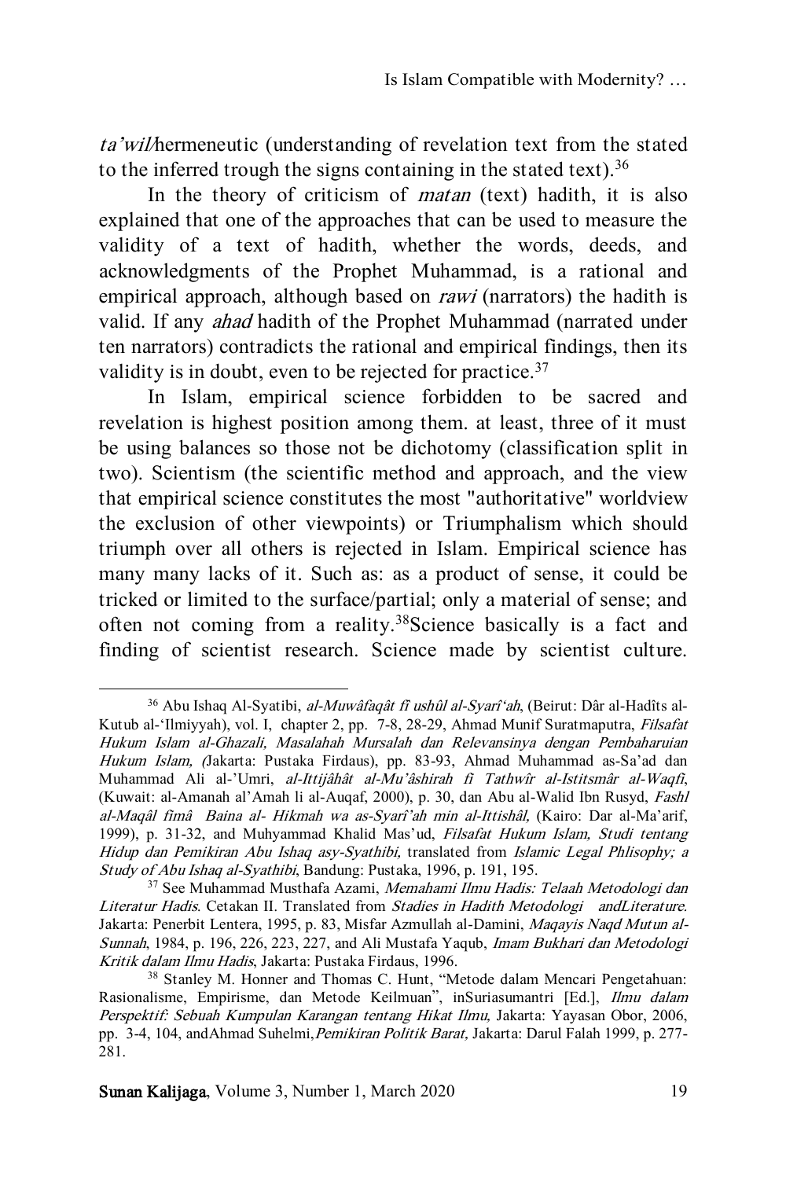*ta'wil*/hermeneutic (understanding of revelation text from the stated to the inferred trough the signs containing in the stated text).[36]

In the theory of criticism of *matan* (text) hadith, it is also explained that one of the approaches that can be used to measure the validity of a text of hadith, whether the words, deeds, and acknowledgments of the Prophet Muhammad, is a rational and empirical approach, although based on *rawi* (narrators) the hadith is valid. If any *ahad* hadith of the Prophet Muhammad (narrated under ten narrators) contradicts the rational and empirical findings, then its validity is in doubt, even to be rejected for practice.[37]

In Islam, empirical science forbidden to be sacred and revelation is highest position among them. at least, three of it must be using balances so those not be dichotomy (classification split in two). Scientism (the scientific method and approach, and the view that empirical science constitutes the most "authoritative" worldview the exclusion of other viewpoints) or Triumphalism which should triumph over all others is rejected in Islam. Empirical science has many many lacks of it. Such as: as a product of sense, it could be tricked or limited to the surface/partial; only a material of sense; and often not coming from a reality.[38]Science basically is a fact and finding of scientist research. Science made by scientist culture.

---

[36] Abu Ishaq Al-Syatibi, *al-Muwâfaqât fî ushûl al-Syarî'ah*, (Beirut: Dâr al-Hadîts al-Kutub al-'Ilmiyyah), vol. I, chapter 2, pp. 7-8, 28-29, Ahmad Munif Suratmaputra, *Filsafat Hukum Islam al-Ghazali, Masalahah Mursalah dan Relevansinya dengan Pembaharuian Hukum Islam, (*Jakarta: Pustaka Firdaus), pp. 83-93, Ahmad Muhammad as-Sa'ad dan Muhammad Ali al-'Umri, *al-Ittijâhât al-Mu'âshirah fi Tathwîr al-Istitsmâr al-Waqfî*, (Kuwait: al-Amanah al'Amah li al-Auqaf, 2000), p. 30, dan Abu al-Walid Ibn Rusyd, *Fashl al-Maqâl fimâ Baina al- Hikmah wa as-Syarî'ah min al-Ittishâl,* (Kairo: Dar al-Ma'arif, 1999), p. 31-32, and Muhyammad Khalid Mas'ud, *Filsafat Hukum Islam, Studi tentang Hidup dan Pemikiran Abu Ishaq asy-Syathibi,* translated from *Islamic Legal Phlisophy; a Study of Abu Ishaq al-Syathibi*, Bandung: Pustaka, 1996, p. 191, 195.

[37] See Muhammad Musthafa Azami, *Memahami Ilmu Hadis: Telaah Metodologi dan Literatur Hadis*. Cetakan II. Translated from *Stadies in Hadith Metodologi andLiterature.* Jakarta: Penerbit Lentera, 1995, p. 83, Misfar Azmullah al-Damini, *Maqayis Naqd Mutun al-Sunnah*, 1984, p. 196, 226, 223, 227, and Ali Mustafa Yaqub, *Imam Bukhari dan Metodologi Kritik dalam Ilmu Hadis*, Jakarta: Pustaka Firdaus, 1996.

[38] Stanley M. Honner and Thomas C. Hunt, "Metode dalam Mencari Pengetahuan: Rasionalisme, Empirisme, dan Metode Keilmuan", inSuriasumantri [Ed.], *Ilmu dalam Perspektif: Sebuah Kumpulan Karangan tentang Hikat Ilmu,* Jakarta: Yayasan Obor, 2006, pp. 3-4, 104, andAhmad Suhelmi,*Pemikiran Politik Barat,* Jakarta: Darul Falah 1999, p. 277-281.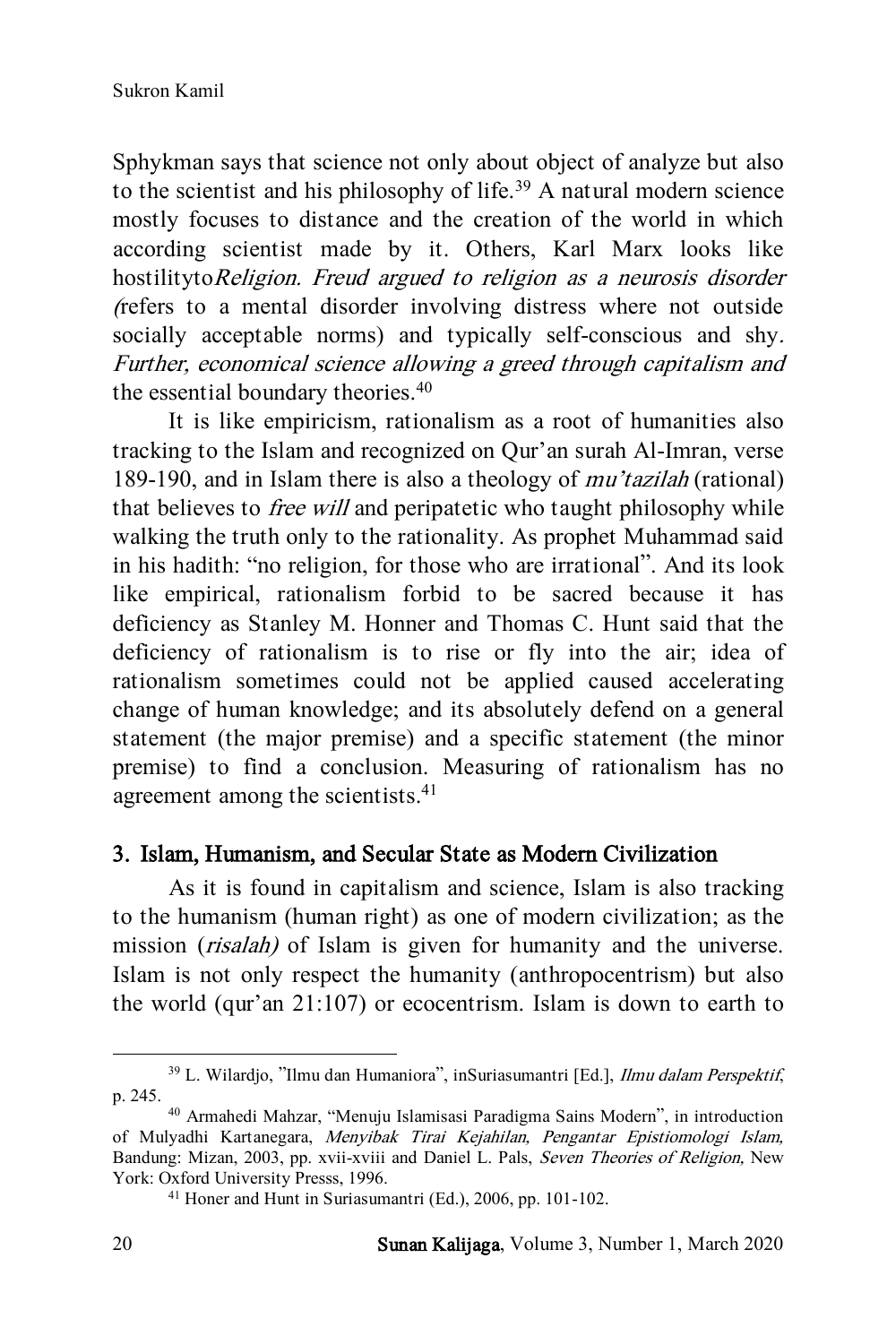Sphykman says that science not only about object of analyze but also to the scientist and his philosophy of life.[39] A natural modern science mostly focuses to distance and the creation of the world in which according scientist made by it. Others, Karl Marx looks like hostilityto*Religion. Freud argued to religion as a neurosis disorder (*refers to a mental disorder involving distress where not outside socially acceptable norms) and typically self-conscious and shy. *Further, economical science allowing a greed through capitalism and* the essential boundary theories.[40]

It is like empiricism, rationalism as a root of humanities also tracking to the Islam and recognized on Qur'an surah Al-Imran, verse 189-190, and in Islam there is also a theology of *mu'tazilah* (rational) that believes to *free will* and peripatetic who taught philosophy while walking the truth only to the rationality. As prophet Muhammad said in his hadith: "no religion, for those who are irrational". And its look like empirical, rationalism forbid to be sacred because it has deficiency as Stanley M. Honner and Thomas C. Hunt said that the deficiency of rationalism is to rise or fly into the air; idea of rationalism sometimes could not be applied caused accelerating change of human knowledge; and its absolutely defend on a general statement (the major premise) and a specific statement (the minor premise) to find a conclusion. Measuring of rationalism has no agreement among the scientists.[41]

### 3. Islam, Humanism, and Secular State as Modern Civilization

As it is found in capitalism and science, Islam is also tracking to the humanism (human right) as one of modern civilization; as the mission (*risalah)* of Islam is given for humanity and the universe. Islam is not only respect the humanity (anthropocentrism) but also the world (qur'an 21:107) or ecocentrism. Islam is down to earth to

---

[39] L. Wilardjo, "Ilmu dan Humaniora", inSuriasumantri [Ed.], *Ilmu dalam Perspektif*, p. 245.

[40] Armahedi Mahzar, "Menuju Islamisasi Paradigma Sains Modern", in introduction of Mulyadhi Kartanegara, *Menyibak Tirai Kejahilan, Pengantar Epistiomologi Islam,* Bandung: Mizan, 2003, pp. xvii-xviii and Daniel L. Pals, *Seven Theories of Religion,* New York: Oxford University Presss, 1996.

[41] Honer and Hunt in Suriasumantri (Ed.), 2006, pp. 101-102.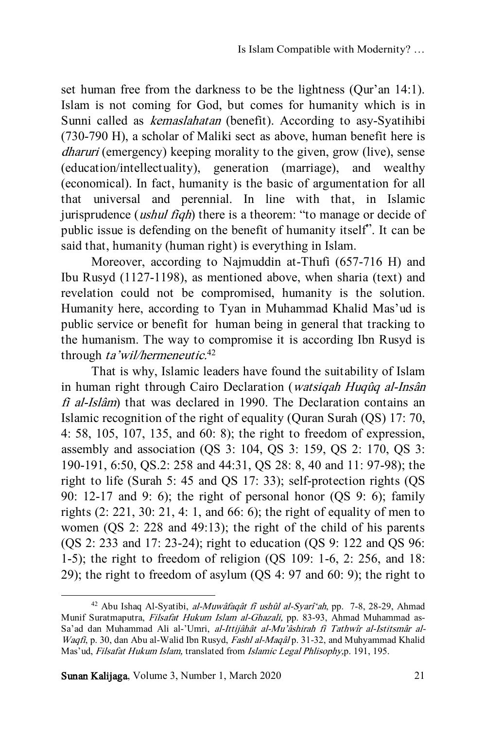set human free from the darkness to be the lightness (Qur'an 14:1). Islam is not coming for God, but comes for humanity which is in Sunni called as *kemaslahatan* (benefit). According to asy-Syatihibi (730-790 H), a scholar of Maliki sect as above, human benefit here is *dharuri* (emergency) keeping morality to the given, grow (live), sense (education/intellectuality), generation (marriage), and wealthy (economical). In fact, humanity is the basic of argumentation for all that universal and perennial. In line with that, in Islamic jurisprudence (*ushul fiqh*) there is a theorem: "to manage or decide of public issue is defending on the benefit of humanity itself". It can be said that, humanity (human right) is everything in Islam.

Moreover, according to Najmuddin at-Thufi (657-716 H) and Ibu Rusyd (1127-1198), as mentioned above, when sharia (text) and revelation could not be compromised, humanity is the solution. Humanity here, according to Tyan in Muhammad Khalid Mas'ud is public service or benefit for human being in general that tracking to the humanism. The way to compromise it is according Ibn Rusyd is through *ta'wil/hermeneutic*.[42]

That is why, Islamic leaders have found the suitability of Islam in human right through Cairo Declaration (*watsiqah Huqûq al-Insân fî al-Islâm*) that was declared in 1990. The Declaration contains an Islamic recognition of the right of equality (Quran Surah (QS) 17: 70, 4: 58, 105, 107, 135, and 60: 8); the right to freedom of expression, assembly and association (QS 3: 104, QS 3: 159, QS 2: 170, QS 3: 190-191, 6:50, QS.2: 258 and 44:31, QS 28: 8, 40 and 11: 97-98); the right to life (Surah 5: 45 and QS 17: 33); self-protection rights (QS 90: 12-17 and 9: 6); the right of personal honor (QS 9: 6); family rights (2: 221, 30: 21, 4: 1, and 66: 6); the right of equality of men to women (QS 2: 228 and 49:13); the right of the child of his parents (QS 2: 233 and 17: 23-24); right to education (QS 9: 122 and QS 96: 1-5); the right to freedom of religion (QS 109: 1-6, 2: 256, and 18: 29); the right to freedom of asylum (QS 4: 97 and 60: 9); the right to

---

[42] Abu Ishaq Al-Syatibi, *al-Muwâfaqât fî ushûl al-Syarî'ah*, pp. 7-8, 28-29, Ahmad Munif Suratmaputra, *Filsafat Hukum Islam al-Ghazali*, pp. 83-93, Ahmad Muhammad as-Sa'ad dan Muhammad Ali al-'Umri, *al-Ittijâhât al-Mu'âshirah fî Tathwîr al-Istitsmâr al-Waqfî*, p. 30, dan Abu al-Walid Ibn Rusyd, *Fashl al-Maqâl* p. 31-32, and Muhyammad Khalid Mas'ud, *Filsafat Hukum Islam,* translated from *Islamic Legal Phlisophy*,p. 191, 195.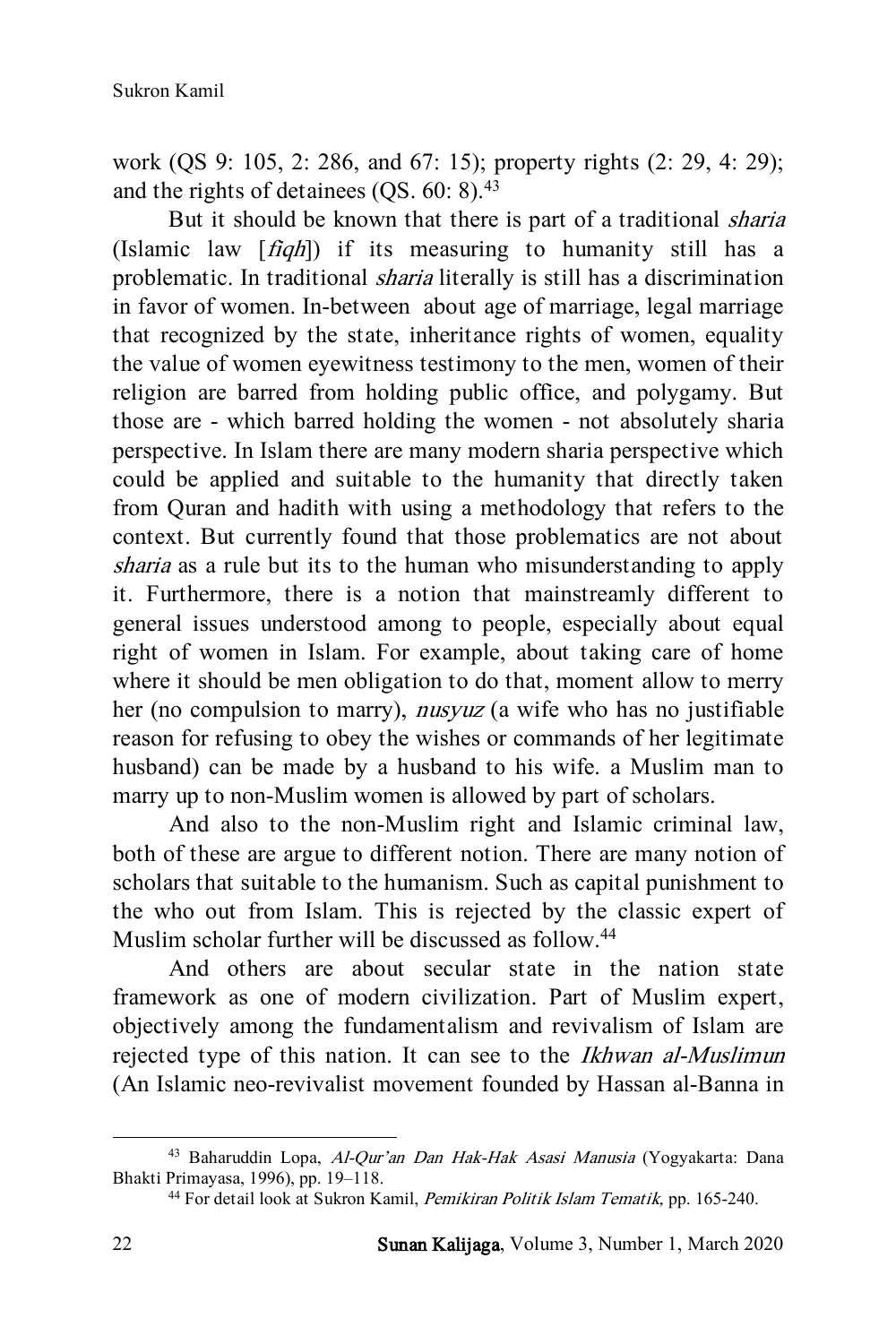work (QS 9: 105, 2: 286, and 67: 15); property rights (2: 29, 4: 29); and the rights of detainees (QS. 60: 8).[43]

But it should be known that there is part of a traditional *sharia* (Islamic law [*fiqh*]) if its measuring to humanity still has a problematic. In traditional *sharia* literally is still has a discrimination in favor of women. In-between about age of marriage, legal marriage that recognized by the state, inheritance rights of women, equality the value of women eyewitness testimony to the men, women of their religion are barred from holding public office, and polygamy. But those are - which barred holding the women - not absolutely sharia perspective. In Islam there are many modern sharia perspective which could be applied and suitable to the humanity that directly taken from Quran and hadith with using a methodology that refers to the context. But currently found that those problematics are not about *sharia* as a rule but its to the human who misunderstanding to apply it. Furthermore, there is a notion that mainstreamly different to general issues understood among to people, especially about equal right of women in Islam. For example, about taking care of home where it should be men obligation to do that, moment allow to merry her (no compulsion to marry), *nusyuz* (a wife who has no justifiable reason for refusing to obey the wishes or commands of her legitimate husband) can be made by a husband to his wife. a Muslim man to marry up to non-Muslim women is allowed by part of scholars.

And also to the non-Muslim right and Islamic criminal law, both of these are argue to different notion. There are many notion of scholars that suitable to the humanism. Such as capital punishment to the who out from Islam. This is rejected by the classic expert of Muslim scholar further will be discussed as follow.[44]

And others are about secular state in the nation state framework as one of modern civilization. Part of Muslim expert, objectively among the fundamentalism and revivalism of Islam are rejected type of this nation. It can see to the *Ikhwan al-Muslimun* (An Islamic neo-revivalist movement founded by Hassan al-Banna in

---

[43] Baharuddin Lopa, *Al-Qur'an Dan Hak-Hak Asasi Manusia* (Yogyakarta: Dana Bhakti Primayasa, 1996), pp. 19–118.

[44] For detail look at Sukron Kamil, *Pemikiran Politik Islam Tematik,* pp. 165-240.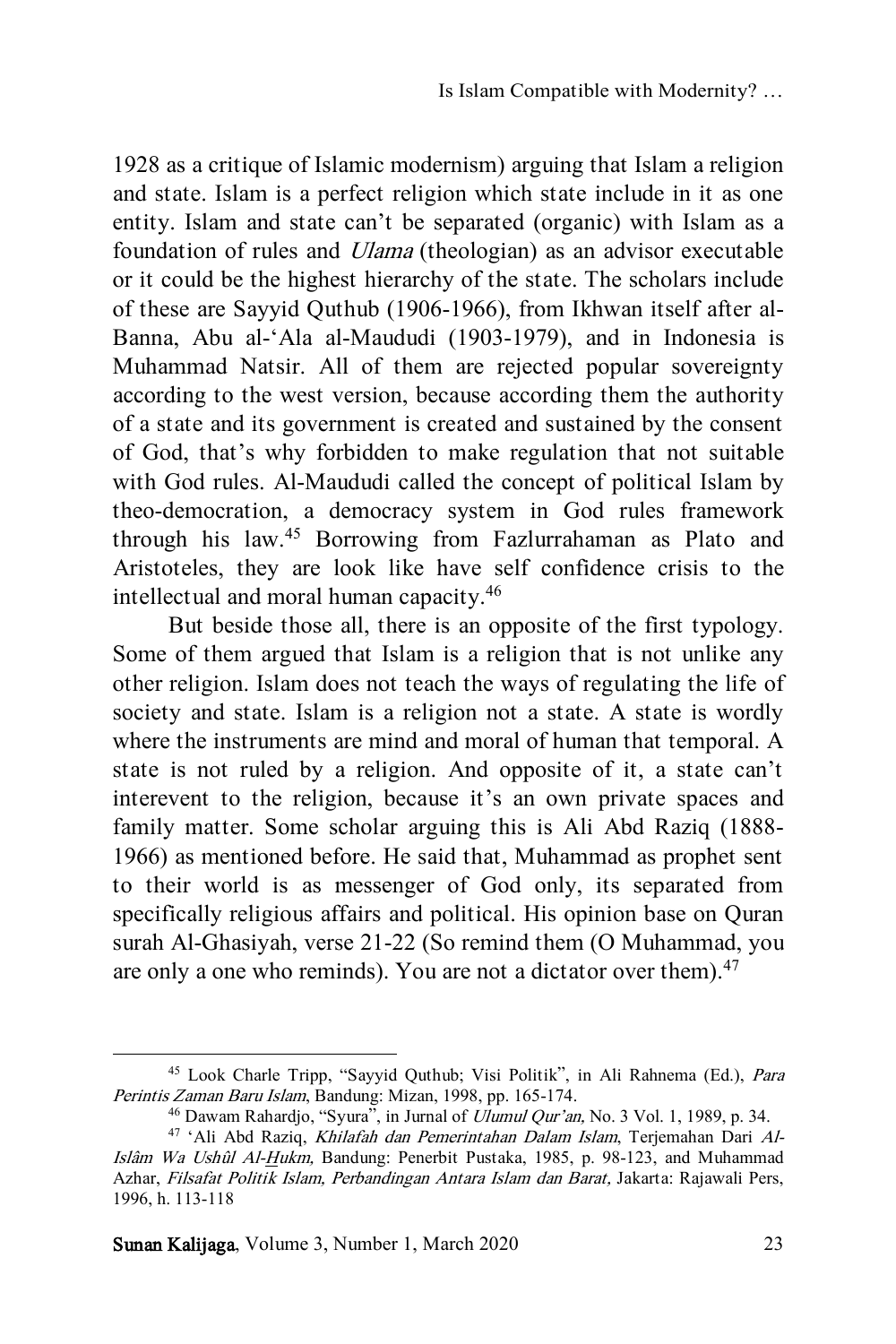1928 as a critique of Islamic modernism) arguing that Islam a religion and state. Islam is a perfect religion which state include in it as one entity. Islam and state can't be separated (organic) with Islam as a foundation of rules and *Ulama* (theologian) as an advisor executable or it could be the highest hierarchy of the state. The scholars include of these are Sayyid Quthub (1906-1966), from Ikhwan itself after al-Banna, Abu al-'Ala al-Maududi (1903-1979), and in Indonesia is Muhammad Natsir. All of them are rejected popular sovereignty according to the west version, because according them the authority of a state and its government is created and sustained by the consent of God, that's why forbidden to make regulation that not suitable with God rules. Al-Maududi called the concept of political Islam by theo-democration, a democracy system in God rules framework through his law.[45] Borrowing from Fazlurrahaman as Plato and Aristoteles, they are look like have self confidence crisis to the intellectual and moral human capacity.[46]

But beside those all, there is an opposite of the first typology. Some of them argued that Islam is a religion that is not unlike any other religion. Islam does not teach the ways of regulating the life of society and state. Islam is a religion not a state. A state is wordly where the instruments are mind and moral of human that temporal. A state is not ruled by a religion. And opposite of it, a state can't interevent to the religion, because it's an own private spaces and family matter. Some scholar arguing this is Ali Abd Raziq (1888-1966) as mentioned before. He said that, Muhammad as prophet sent to their world is as messenger of God only, its separated from specifically religious affairs and political. His opinion base on Quran surah Al-Ghasiyah, verse 21-22 (So remind them (O Muhammad, you are only a one who reminds). You are not a dictator over them).[47]

---

[45] Look Charle Tripp, "Sayyid Quthub; Visi Politik", in Ali Rahnema (Ed.), *Para Perintis Zaman Baru Islam*, Bandung: Mizan, 1998, pp. 165-174.

[46] Dawam Rahardjo, "Syura", in Jurnal of *Ulumul Qur'an,* No. 3 Vol. 1, 1989, p. 34.

[47] 'Ali Abd Raziq, *Khilafah dan Pemerintahan Dalam Islam*, Terjemahan Dari *Al-Islâm Wa Ushûl Al-Hukm,* Bandung: Penerbit Pustaka, 1985, p. 98-123, and Muhammad Azhar, *Filsafat Politik Islam, Perbandingan Antara Islam dan Barat,* Jakarta: Rajawali Pers, 1996, h. 113-118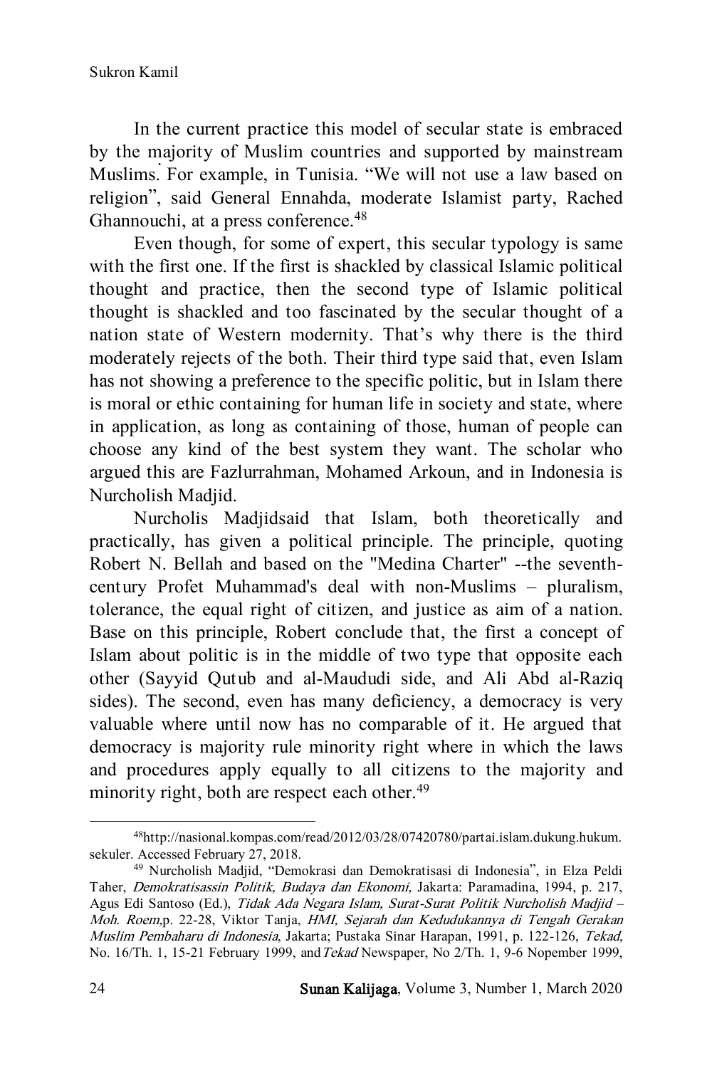In the current practice this model of secular state is embraced by the majority of Muslim countries and supported by mainstream Muslims. For example, in Tunisia. “We will not use a law based on religion”, said General Ennahda, moderate Islamist party, Rached Ghannouchi, at a press conference.[48]

Even though, for some of expert, this secular typology is same with the first one. If the first is shackled by classical Islamic political thought and practice, then the second type of Islamic political thought is shackled and too fascinated by the secular thought of a nation state of Western modernity. That’s why there is the third moderately rejects of the both. Their third type said that, even Islam has not showing a preference to the specific politic, but in Islam there is moral or ethic containing for human life in society and state, where in application, as long as containing of those, human of people can choose any kind of the best system they want. The scholar who argued this are Fazlurrahman, Mohamed Arkoun, and in Indonesia is Nurcholish Madjid.

Nurcholis Madjidsaid that Islam, both theoretically and practically, has given a political principle. The principle, quoting Robert N. Bellah and based on the "Medina Charter" --the seventh-century Profet Muhammad's deal with non-Muslims – pluralism, tolerance, the equal right of citizen, and justice as aim of a nation. Base on this principle, Robert conclude that, the first a concept of Islam about politic is in the middle of two type that opposite each other (Sayyid Qutub and al-Maududi side, and Ali Abd al-Raziq sides). The second, even has many deficiency, a democracy is very valuable where until now has no comparable of it. He argued that democracy is majority rule minority right where in which the laws and procedures apply equally to all citizens to the majority and minority right, both are respect each other.[49]

---

[48] http://nasional.kompas.com/read/2012/03/28/07420780/partai.islam.dukung.hukum.sekuler. Accessed February 27, 2018.

[49] Nurcholish Madjid, “Demokrasi dan Demokratisasi di Indonesia”, in Elza Peldi Taher, *Demokratisassin Politik, Budaya dan Ekonomi,* Jakarta: Paramadina, 1994, p. 217, Agus Edi Santoso (Ed.), *Tidak Ada Negara Islam, Surat-Surat Politik Nurcholish Madjid – Moh. Roem,*p. 22-28, Viktor Tanja, *HMI, Sejarah dan Kedudukannya di Tengah Gerakan Muslim Pembaharu di Indonesia*, Jakarta; Pustaka Sinar Harapan, 1991, p. 122-126, *Tekad,* No. 16/Th. 1, 15-21 February 1999, and *Tekad* Newspaper, No 2/Th. 1, 9-6 Nopember 1999,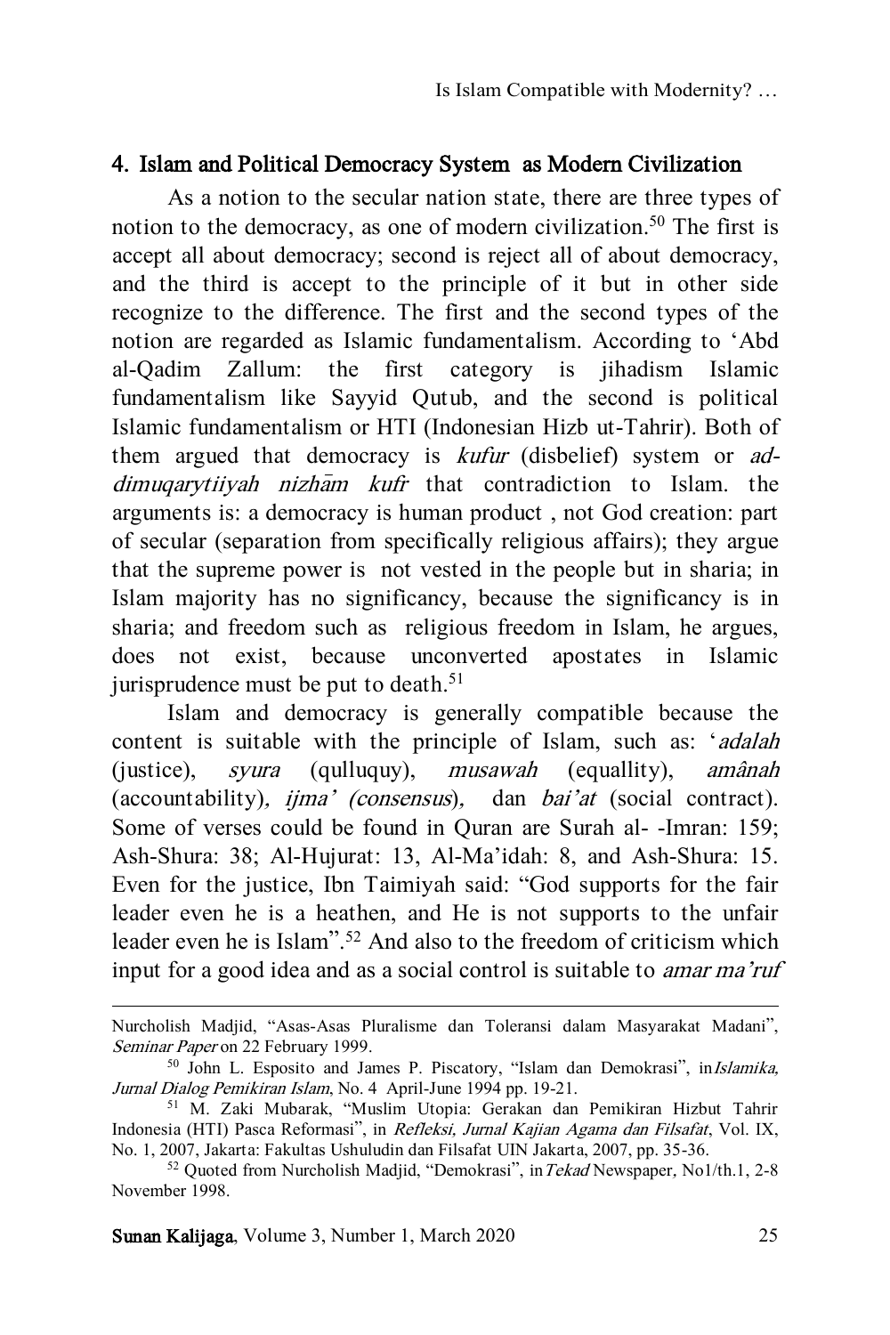## 4. Islam and Political Democracy System as Modern Civilization

As a notion to the secular nation state, there are three types of notion to the democracy, as one of modern civilization.[50] The first is accept all about democracy; second is reject all of about democracy, and the third is accept to the principle of it but in other side recognize to the difference. The first and the second types of the notion are regarded as Islamic fundamentalism. According to 'Abd al-Qadim Zallum: the first category is jihadism Islamic fundamentalism like Sayyid Qutub, and the second is political Islamic fundamentalism or HTI (Indonesian Hizb ut-Tahrir). Both of them argued that democracy is *kufur* (disbelief) system or *ad-dimuqarytiiyah nizhām kufr* that contradiction to Islam. the arguments is: a democracy is human product , not God creation: part of secular (separation from specifically religious affairs); they argue that the supreme power is not vested in the people but in sharia; in Islam majority has no significancy, because the significancy is in sharia; and freedom such as religious freedom in Islam, he argues, does not exist, because unconverted apostates in Islamic jurisprudence must be put to death.[51]

Islam and democracy is generally compatible because the content is suitable with the principle of Islam, such as: '*adalah* (justice), *syura* (qulluquy), *musawah* (equallity), *amânah* (accountability), *ijma' (consensus)*, dan *bai'at* (social contract). Some of verses could be found in Quran are Surah al- -Imran: 159; Ash-Shura: 38; Al-Hujurat: 13, Al-Ma'idah: 8, and Ash-Shura: 15. Even for the justice, Ibn Taimiyah said: "God supports for the fair leader even he is a heathen, and He is not supports to the unfair leader even he is Islam".[52] And also to the freedom of criticism which input for a good idea and as a social control is suitable to *amar ma'ruf*

---

Nurcholish Madjid, "Asas-Asas Pluralisme dan Toleransi dalam Masyarakat Madani", *Seminar Paper* on 22 February 1999.

[50] John L. Esposito and James P. Piscatory, "Islam dan Demokrasi", in *Islamika, Jurnal Dialog Pemikiran Islam*, No. 4 April-June 1994 pp. 19-21.

[51] M. Zaki Mubarak, "Muslim Utopia: Gerakan dan Pemikiran Hizbut Tahrir Indonesia (HTI) Pasca Reformasi", in *Refleksi, Jurnal Kajian Agama dan Filsafat*, Vol. IX, No. 1, 2007, Jakarta: Fakultas Ushuludin dan Filsafat UIN Jakarta, 2007, pp. 35-36.

[52] Quoted from Nurcholish Madjid, "Demokrasi", in *Tekad* Newspaper, No1/th.1, 2-8 November 1998.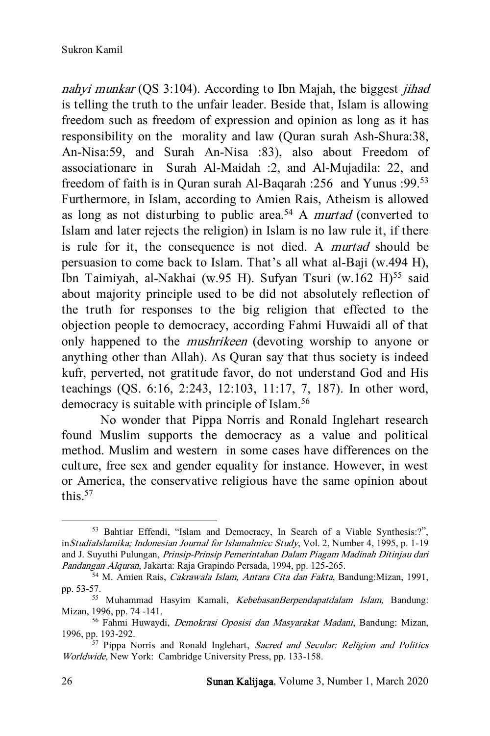*nahyi munkar* (QS 3:104). According to Ibn Majah, the biggest *jihad* is telling the truth to the unfair leader. Beside that, Islam is allowing freedom such as freedom of expression and opinion as long as it has responsibility on the morality and law (Quran surah Ash-Shura:38, An-Nisa:59, and Surah An-Nisa :83), also about Freedom of associationare in Surah Al-Maidah :2, and Al-Mujadila: 22, and freedom of faith is in Quran surah Al-Baqarah :256 and Yunus :99.[53] Furthermore, in Islam, according to Amien Rais, Atheism is allowed as long as not disturbing to public area.[54] A *murtad* (converted to Islam and later rejects the religion) in Islam is no law rule it, if there is rule for it, the consequence is not died. A *murtad* should be persuasion to come back to Islam. That's all what al-Baji (w.494 H), Ibn Taimiyah, al-Nakhai (w.95 H). Sufyan Tsuri (w.162 H)[55] said about majority principle used to be did not absolutely reflection of the truth for responses to the big religion that effected to the objection people to democracy, according Fahmi Huwaidi all of that only happened to the *mushrikeen* (devoting worship to anyone or anything other than Allah). As Quran say that thus society is indeed kufr, perverted, not gratitude favor, do not understand God and His teachings (QS. 6:16, 2:243, 12:103, 11:17, 7, 187). In other word, democracy is suitable with principle of Islam.[56]

No wonder that Pippa Norris and Ronald Inglehart research found Muslim supports the democracy as a value and political method. Muslim and western in some cases have differences on the culture, free sex and gender equality for instance. However, in west or America, the conservative religious have the same opinion about this.[57]

---

[53] Bahtiar Effendi, "Islam and Democracy, In Search of a Viable Synthesis:?", in*StudiaIslamika; Indonesian Journal for Islamalmicc Study*, Vol. 2, Number 4, 1995, p. 1-19 and J. Suyuthi Pulungan, *Prinsip-Prinsip Pemerintahan Dalam Piagam Madinah Ditinjau dari Pandangan Alquran*, Jakarta: Raja Grapindo Persada, 1994, pp. 125-265.

[54] M. Amien Rais, *Cakrawala Islam, Antara Cita dan Fakta*, Bandung:Mizan, 1991, pp. 53-57.

[55] Muhammad Hasyim Kamali, *KebebasanBerpendapatdalam Islam,* Bandung: Mizan, 1996, pp. 74 -141.

[56] Fahmi Huwaydi, *Demokrasi Oposisi dan Masyarakat Madani*, Bandung: Mizan, 1996, pp. 193-292.

[57] Pippa Norris and Ronald Inglehart, *Sacred and Secular: Religion and Politics Worldwide*, New York: Cambridge University Press, pp. 133-158.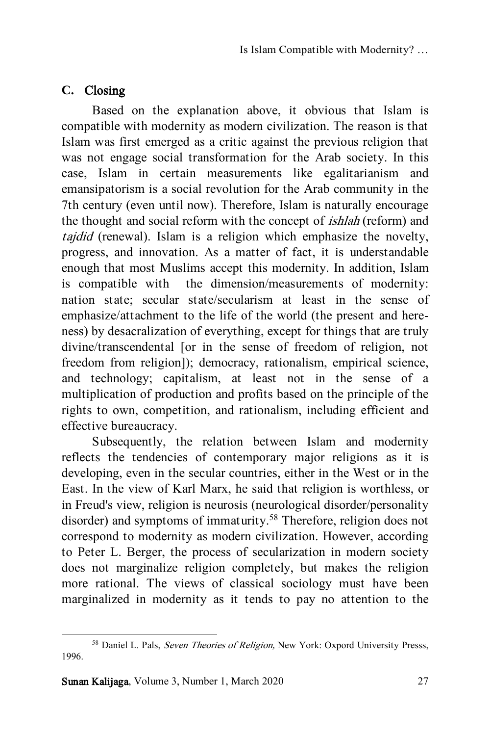## C. Closing

Based on the explanation above, it obvious that Islam is compatible with modernity as modern civilization. The reason is that Islam was first emerged as a critic against the previous religion that was not engage social transformation for the Arab society. In this case, Islam in certain measurements like egalitarianism and emansipatorism is a social revolution for the Arab community in the 7th century (even until now). Therefore, Islam is naturally encourage the thought and social reform with the concept of *ishlah* (reform) and *tajdid* (renewal). Islam is a religion which emphasize the novelty, progress, and innovation. As a matter of fact, it is understandable enough that most Muslims accept this modernity. In addition, Islam is compatible with the dimension/measurements of modernity: nation state; secular state/secularism at least in the sense of emphasize/attachment to the life of the world (the present and here-ness) by desacralization of everything, except for things that are truly divine/transcendental [or in the sense of freedom of religion, not freedom from religion]); democracy, rationalism, empirical science, and technology; capitalism, at least not in the sense of a multiplication of production and profits based on the principle of the rights to own, competition, and rationalism, including efficient and effective bureaucracy.

Subsequently, the relation between Islam and modernity reflects the tendencies of contemporary major religions as it is developing, even in the secular countries, either in the West or in the East. In the view of Karl Marx, he said that religion is worthless, or in Freud's view, religion is neurosis (neurological disorder/personality disorder) and symptoms of immaturity.[58] Therefore, religion does not correspond to modernity as modern civilization. However, according to Peter L. Berger, the process of secularization in modern society does not marginalize religion completely, but makes the religion more rational. The views of classical sociology must have been marginalized in modernity as it tends to pay no attention to the

---

[58] Daniel L. Pals, *Seven Theories of Religion*, New York: Oxpord University Presss, 1996.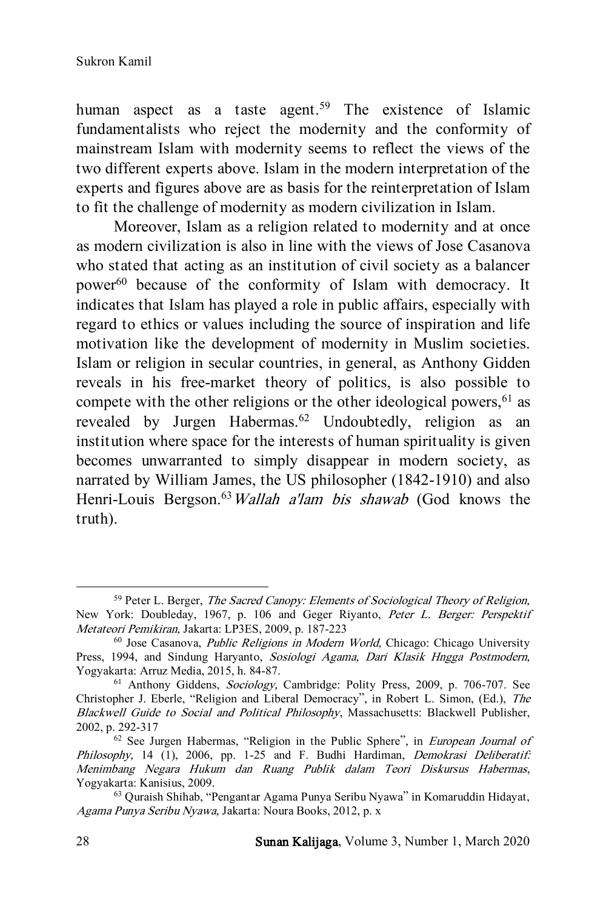human aspect as a taste agent.[59] The existence of Islamic fundamentalists who reject the modernity and the conformity of mainstream Islam with modernity seems to reflect the views of the two different experts above. Islam in the modern interpretation of the experts and figures above are as basis for the reinterpretation of Islam to fit the challenge of modernity as modern civilization in Islam.

Moreover, Islam as a religion related to modernity and at once as modern civilization is also in line with the views of Jose Casanova who stated that acting as an institution of civil society as a balancer power[60] because of the conformity of Islam with democracy. It indicates that Islam has played a role in public affairs, especially with regard to ethics or values including the source of inspiration and life motivation like the development of modernity in Muslim societies. Islam or religion in secular countries, in general, as Anthony Gidden reveals in his free-market theory of politics, is also possible to compete with the other religions or the other ideological powers,[61] as revealed by Jurgen Habermas.[62] Undoubtedly, religion as an institution where space for the interests of human spirituality is given becomes unwarranted to simply disappear in modern society, as narrated by William James, the US philosopher (1842-1910) and also Henri-Louis Bergson.[63] *Wallah a'lam bis shawab* (God knows the truth).

---

[59] Peter L. Berger, *The Sacred Canopy: Elements of Sociological Theory of Religion,* New York: Doubleday, 1967, p. 106 and Geger Riyanto, *Peter L. Berger: Perspektif Metateori Pemikiran,* Jakarta: LP3ES, 2009, p. 187-223

[60] Jose Casanova, *Public Religions in Modern World,* Chicago: Chicago University Press, 1994, and Sindung Haryanto, *Sosiologi Agama, Dari Klasik Hngga Postmodern,* Yogyakarta: Arruz Media, 2015, h. 84-87.

[61] Anthony Giddens, *Sociology,* Cambridge: Polity Press, 2009, p. 706-707. See Christopher J. Eberle, "Religion and Liberal Democracy", in Robert L. Simon, (Ed.), *The Blackwell Guide to Social and Political Philosophy*, Massachusetts: Blackwell Publisher, 2002, p. 292-317

[62] See Jurgen Habermas, "Religion in the Public Sphere", in *European Journal of Philosophy,* 14 (1), 2006, pp. 1-25 and F. Budhi Hardiman, *Demokrasi Deliberatif: Menimbang Negara Hukum dan Ruang Publik dalam Teori Diskursus Habermas*, Yogyakarta: Kanisius, 2009.

[63] Quraish Shihab, "Pengantar Agama Punya Seribu Nyawa" in Komaruddin Hidayat, *Agama Punya Seribu Nyawa,* Jakarta: Noura Books, 2012, p. x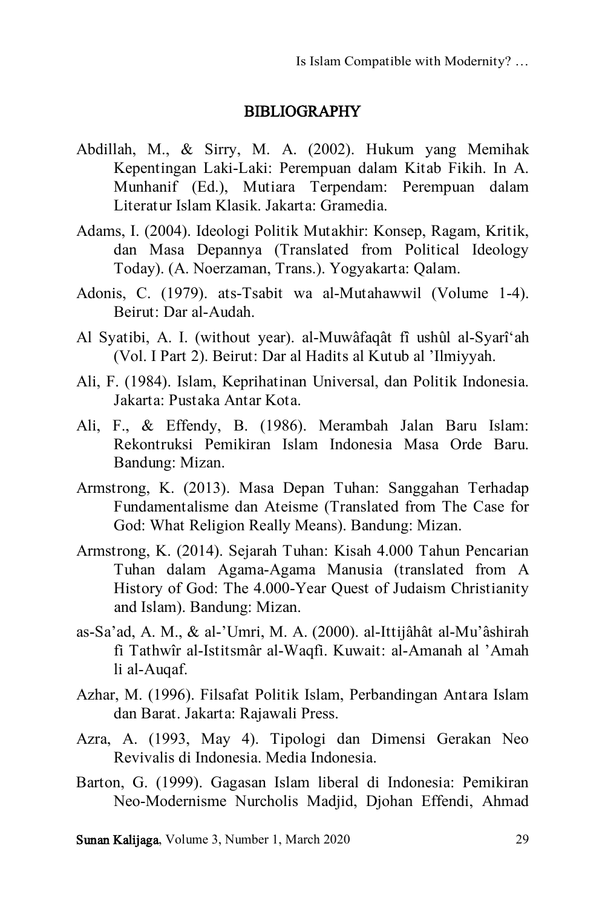## BIBLIOGRAPHY

Abdillah, M., & Sirry, M. A. (2002). Hukum yang Memihak Kepentingan Laki-Laki: Perempuan dalam Kitab Fikih. In A. Munhanif (Ed.), Mutiara Terpendam: Perempuan dalam Literatur Islam Klasik. Jakarta: Gramedia.

Adams, I. (2004). Ideologi Politik Mutakhir: Konsep, Ragam, Kritik, dan Masa Depannya (Translated from Political Ideology Today). (A. Noerzaman, Trans.). Yogyakarta: Qalam.

Adonis, C. (1979). ats-Tsabit wa al-Mutahawwil (Volume 1-4). Beirut: Dar al-Audah.

Al Syatibi, A. I. (without year). al-Muwâfaqât fî ushûl al-Syarî'ah (Vol. I Part 2). Beirut: Dar al Hadits al Kutub al 'Ilmiyyah.

Ali, F. (1984). Islam, Keprihatinan Universal, dan Politik Indonesia. Jakarta: Pustaka Antar Kota.

Ali, F., & Effendy, B. (1986). Merambah Jalan Baru Islam: Rekontruksi Pemikiran Islam Indonesia Masa Orde Baru. Bandung: Mizan.

Armstrong, K. (2013). Masa Depan Tuhan: Sanggahan Terhadap Fundamentalisme dan Ateisme (Translated from The Case for God: What Religion Really Means). Bandung: Mizan.

Armstrong, K. (2014). Sejarah Tuhan: Kisah 4.000 Tahun Pencarian Tuhan dalam Agama-Agama Manusia (translated from A History of God: The 4.000-Year Quest of Judaism Christianity and Islam). Bandung: Mizan.

as-Sa'ad, A. M., & al-'Umri, M. A. (2000). al-Ittijâhât al-Mu'âshirah fi Tathwîr al-Istitsmâr al-Waqfi. Kuwait: al-Amanah al 'Amah li al-Auqaf.

Azhar, M. (1996). Filsafat Politik Islam, Perbandingan Antara Islam dan Barat. Jakarta: Rajawali Press.

Azra, A. (1993, May 4). Tipologi dan Dimensi Gerakan Neo Revivalis di Indonesia. Media Indonesia.

Barton, G. (1999). Gagasan Islam liberal di Indonesia: Pemikiran Neo-Modernisme Nurcholis Madjid, Djohan Effendi, Ahmad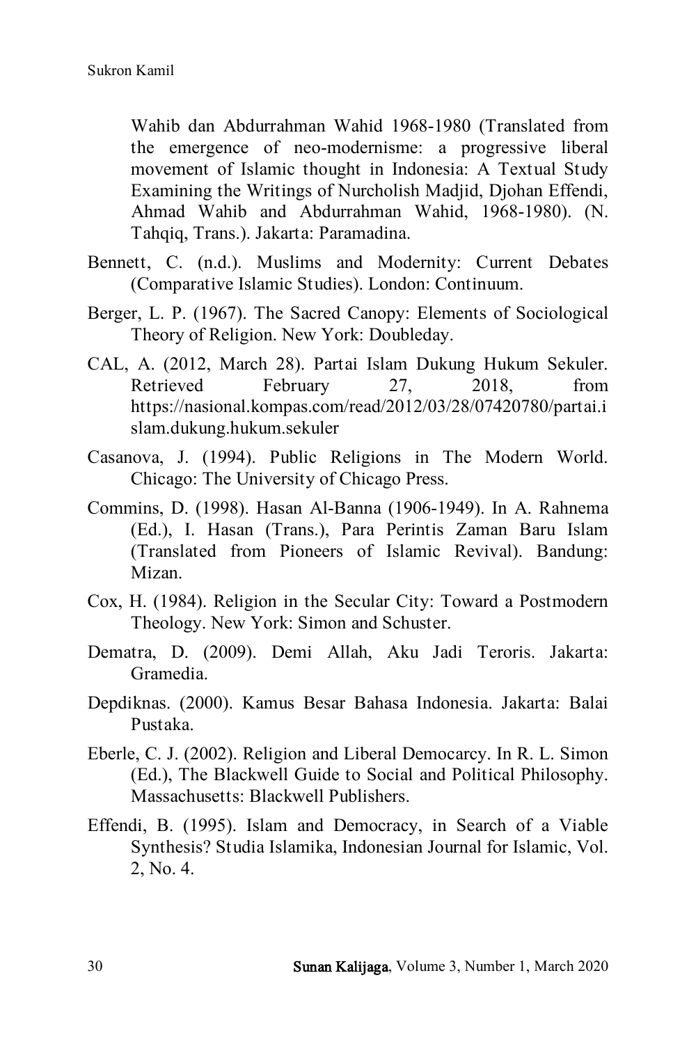Wahib dan Abdurrahman Wahid 1968-1980 (Translated from the emergence of neo-modernisme: a progressive liberal movement of Islamic thought in Indonesia: A Textual Study Examining the Writings of Nurcholish Madjid, Djohan Effendi, Ahmad Wahib and Abdurrahman Wahid, 1968-1980). (N. Tahqiq, Trans.). Jakarta: Paramadina.

Bennett, C. (n.d.). Muslims and Modernity: Current Debates (Comparative Islamic Studies). London: Continuum.

Berger, L. P. (1967). The Sacred Canopy: Elements of Sociological Theory of Religion. New York: Doubleday.

CAL, A. (2012, March 28). Partai Islam Dukung Hukum Sekuler. Retrieved February 27, 2018, from https://nasional.kompas.com/read/2012/03/28/07420780/partai.islam.dukung.hukum.sekuler

Casanova, J. (1994). Public Religions in The Modern World. Chicago: The University of Chicago Press.

Commins, D. (1998). Hasan Al-Banna (1906-1949). In A. Rahnema (Ed.), I. Hasan (Trans.), Para Perintis Zaman Baru Islam (Translated from Pioneers of Islamic Revival). Bandung: Mizan.

Cox, H. (1984). Religion in the Secular City: Toward a Postmodern Theology. New York: Simon and Schuster.

Dematra, D. (2009). Demi Allah, Aku Jadi Teroris. Jakarta: Gramedia.

Depdiknas. (2000). Kamus Besar Bahasa Indonesia. Jakarta: Balai Pustaka.

Eberle, C. J. (2002). Religion and Liberal Democarcy. In R. L. Simon (Ed.), The Blackwell Guide to Social and Political Philosophy. Massachusetts: Blackwell Publishers.

Effendi, B. (1995). Islam and Democracy, in Search of a Viable Synthesis? Studia Islamika, Indonesian Journal for Islamic, Vol. 2, No. 4.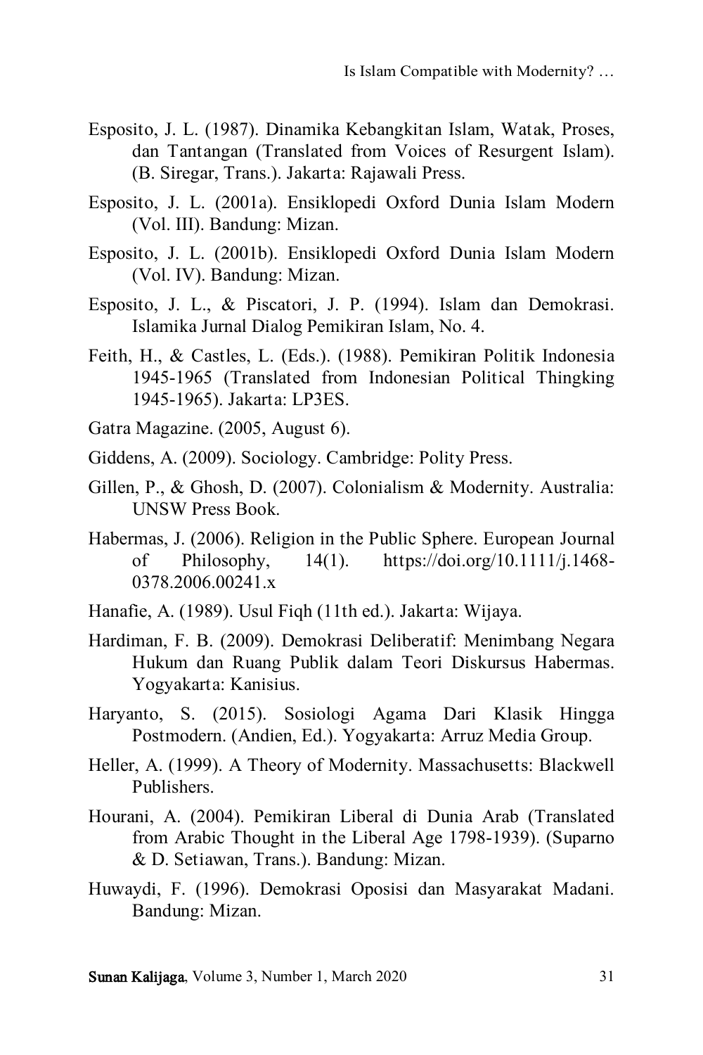Esposito, J. L. (1987). Dinamika Kebangkitan Islam, Watak, Proses, dan Tantangan (Translated from Voices of Resurgent Islam). (B. Siregar, Trans.). Jakarta: Rajawali Press.

Esposito, J. L. (2001a). Ensiklopedi Oxford Dunia Islam Modern (Vol. III). Bandung: Mizan.

Esposito, J. L. (2001b). Ensiklopedi Oxford Dunia Islam Modern (Vol. IV). Bandung: Mizan.

Esposito, J. L., & Piscatori, J. P. (1994). Islam dan Demokrasi. Islamika Jurnal Dialog Pemikiran Islam, No. 4.

Feith, H., & Castles, L. (Eds.). (1988). Pemikiran Politik Indonesia 1945-1965 (Translated from Indonesian Political Thingking 1945-1965). Jakarta: LP3ES.

Gatra Magazine. (2005, August 6).

Giddens, A. (2009). Sociology. Cambridge: Polity Press.

Gillen, P., & Ghosh, D. (2007). Colonialism & Modernity. Australia: UNSW Press Book.

Habermas, J. (2006). Religion in the Public Sphere. European Journal of Philosophy, 14(1). https://doi.org/10.1111/j.1468-0378.2006.00241.x

Hanafie, A. (1989). Usul Fiqh (11th ed.). Jakarta: Wijaya.

Hardiman, F. B. (2009). Demokrasi Deliberatif: Menimbang Negara Hukum dan Ruang Publik dalam Teori Diskursus Habermas. Yogyakarta: Kanisius.

Haryanto, S. (2015). Sosiologi Agama Dari Klasik Hingga Postmodern. (Andien, Ed.). Yogyakarta: Arruz Media Group.

Heller, A. (1999). A Theory of Modernity. Massachusetts: Blackwell Publishers.

Hourani, A. (2004). Pemikiran Liberal di Dunia Arab (Translated from Arabic Thought in the Liberal Age 1798-1939). (Suparno & D. Setiawan, Trans.). Bandung: Mizan.

Huwaydi, F. (1996). Demokrasi Oposisi dan Masyarakat Madani. Bandung: Mizan.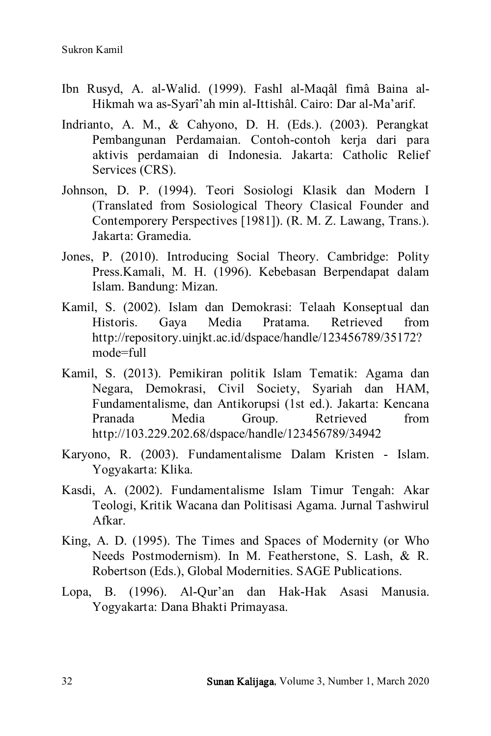Ibn Rusyd, A. al-Walid. (1999). Fashl al-Maqâl fimâ Baina al-Hikmah wa as-Syarî'ah min al-Ittishâl. Cairo: Dar al-Ma'arif.

Indrianto, A. M., & Cahyono, D. H. (Eds.). (2003). Perangkat Pembangunan Perdamaian. Contoh-contoh kerja dari para aktivis perdamaian di Indonesia. Jakarta: Catholic Relief Services (CRS).

Johnson, D. P. (1994). Teori Sosiologi Klasik dan Modern I (Translated from Sosiological Theory Clasical Founder and Contemporery Perspectives [1981]). (R. M. Z. Lawang, Trans.). Jakarta: Gramedia.

Jones, P. (2010). Introducing Social Theory. Cambridge: Polity Press.Kamali, M. H. (1996). Kebebasan Berpendapat dalam Islam. Bandung: Mizan.

Kamil, S. (2002). Islam dan Demokrasi: Telaah Konseptual dan Historis. Gaya Media Pratama. Retrieved from http://repository.uinjkt.ac.id/dspace/handle/123456789/35172?mode=full

Kamil, S. (2013). Pemikiran politik Islam Tematik: Agama dan Negara, Demokrasi, Civil Society, Syariah dan HAM, Fundamentalisme, dan Antikorupsi (1st ed.). Jakarta: Kencana Pranada Media Group. Retrieved from http://103.229.202.68/dspace/handle/123456789/34942

Karyono, R. (2003). Fundamentalisme Dalam Kristen - Islam. Yogyakarta: Klika.

Kasdi, A. (2002). Fundamentalisme Islam Timur Tengah: Akar Teologi, Kritik Wacana dan Politisasi Agama. Jurnal Tashwirul Afkar.

King, A. D. (1995). The Times and Spaces of Modernity (or Who Needs Postmodernism). In M. Featherstone, S. Lash, & R. Robertson (Eds.), Global Modernities. SAGE Publications.

Lopa, B. (1996). Al-Qur'an dan Hak-Hak Asasi Manusia. Yogyakarta: Dana Bhakti Primayasa.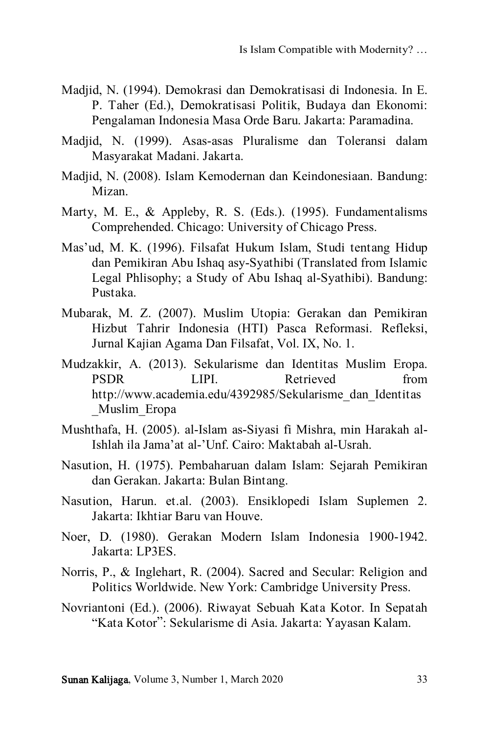Madjid, N. (1994). Demokrasi dan Demokratisasi di Indonesia. In E. P. Taher (Ed.), Demokratisasi Politik, Budaya dan Ekonomi: Pengalaman Indonesia Masa Orde Baru. Jakarta: Paramadina.

Madjid, N. (1999). Asas-asas Pluralisme dan Toleransi dalam Masyarakat Madani. Jakarta.

Madjid, N. (2008). Islam Kemodernan dan Keindonesiaan. Bandung: Mizan.

Marty, M. E., & Appleby, R. S. (Eds.). (1995). Fundamentalisms Comprehended. Chicago: University of Chicago Press.

Mas'ud, M. K. (1996). Filsafat Hukum Islam, Studi tentang Hidup dan Pemikiran Abu Ishaq asy-Syathibi (Translated from Islamic Legal Phlisophy; a Study of Abu Ishaq al-Syathibi). Bandung: Pustaka.

Mubarak, M. Z. (2007). Muslim Utopia: Gerakan dan Pemikiran Hizbut Tahrir Indonesia (HTI) Pasca Reformasi. Refleksi, Jurnal Kajian Agama Dan Filsafat, Vol. IX, No. 1.

Mudzakkir, A. (2013). Sekularisme dan Identitas Muslim Eropa. PSDR LIPI. Retrieved from http://www.academia.edu/4392985/Sekularisme_dan_Identitas_Muslim_Eropa

Mushthafa, H. (2005). al-Islam as-Siyasi fi Mishra, min Harakah al-Ishlah ila Jama'at al-'Unf. Cairo: Maktabah al-Usrah.

Nasution, H. (1975). Pembaharuan dalam Islam: Sejarah Pemikiran dan Gerakan. Jakarta: Bulan Bintang.

Nasution, Harun. et.al. (2003). Ensiklopedi Islam Suplemen 2. Jakarta: Ikhtiar Baru van Houve.

Noer, D. (1980). Gerakan Modern Islam Indonesia 1900-1942. Jakarta: LP3ES.

Norris, P., & Inglehart, R. (2004). Sacred and Secular: Religion and Politics Worldwide. New York: Cambridge University Press.

Novriantoni (Ed.). (2006). Riwayat Sebuah Kata Kotor. In Sepatah "Kata Kotor": Sekularisme di Asia. Jakarta: Yayasan Kalam.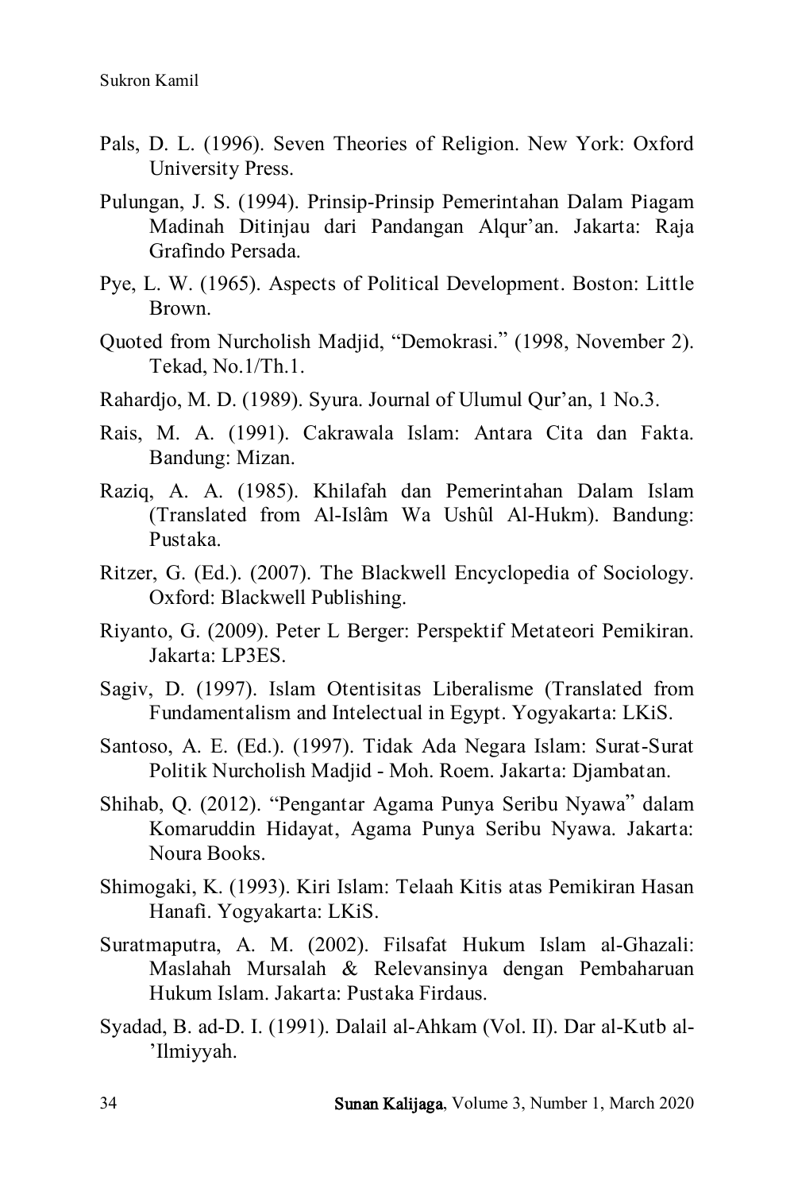Pals, D. L. (1996). Seven Theories of Religion. New York: Oxford University Press.

Pulungan, J. S. (1994). Prinsip-Prinsip Pemerintahan Dalam Piagam Madinah Ditinjau dari Pandangan Alqur'an. Jakarta: Raja Grafindo Persada.

Pye, L. W. (1965). Aspects of Political Development. Boston: Little Brown.

Quoted from Nurcholish Madjid, "Demokrasi." (1998, November 2). Tekad, No.1/Th.1.

Rahardjo, M. D. (1989). Syura. Journal of Ulumul Qur'an, 1 No.3.

Rais, M. A. (1991). Cakrawala Islam: Antara Cita dan Fakta. Bandung: Mizan.

Raziq, A. A. (1985). Khilafah dan Pemerintahan Dalam Islam (Translated from Al-Islâm Wa Ushûl Al-Hukm). Bandung: Pustaka.

Ritzer, G. (Ed.). (2007). The Blackwell Encyclopedia of Sociology. Oxford: Blackwell Publishing.

Riyanto, G. (2009). Peter L Berger: Perspektif Metateori Pemikiran. Jakarta: LP3ES.

Sagiv, D. (1997). Islam Otentisitas Liberalisme (Translated from Fundamentalism and Intelectual in Egypt. Yogyakarta: LKiS.

Santoso, A. E. (Ed.). (1997). Tidak Ada Negara Islam: Surat-Surat Politik Nurcholish Madjid - Moh. Roem. Jakarta: Djambatan.

Shihab, Q. (2012). "Pengantar Agama Punya Seribu Nyawa" dalam Komaruddin Hidayat, Agama Punya Seribu Nyawa. Jakarta: Noura Books.

Shimogaki, K. (1993). Kiri Islam: Telaah Kitis atas Pemikiran Hasan Hanafi. Yogyakarta: LKiS.

Suratmaputra, A. M. (2002). Filsafat Hukum Islam al-Ghazali: Maslahah Mursalah & Relevansinya dengan Pembaharuan Hukum Islam. Jakarta: Pustaka Firdaus.

Syadad, B. ad-D. I. (1991). Dalail al-Ahkam (Vol. II). Dar al-Kutb al-'Ilmiyyah.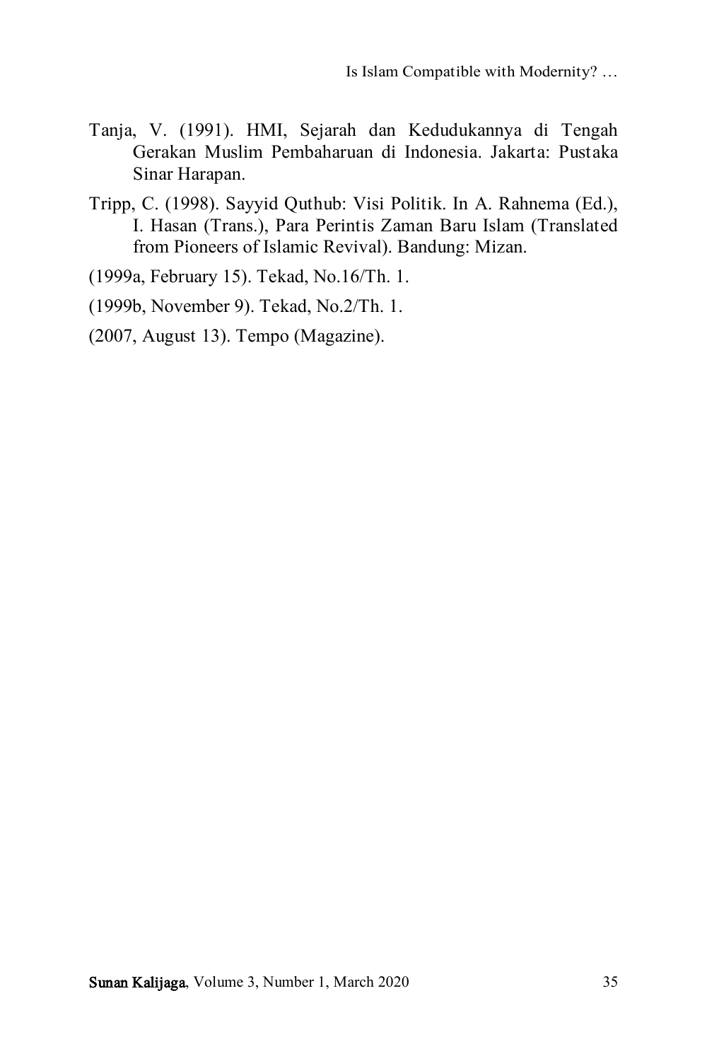Tanja, V. (1991). HMI, Sejarah dan Kedudukannya di Tengah Gerakan Muslim Pembaharuan di Indonesia. Jakarta: Pustaka Sinar Harapan.

Tripp, C. (1998). Sayyid Quthub: Visi Politik. In A. Rahnema (Ed.), I. Hasan (Trans.), Para Perintis Zaman Baru Islam (Translated from Pioneers of Islamic Revival). Bandung: Mizan.

(1999a, February 15). Tekad, No.16/Th. 1.

(1999b, November 9). Tekad, No.2/Th. 1.

(2007, August 13). Tempo (Magazine).